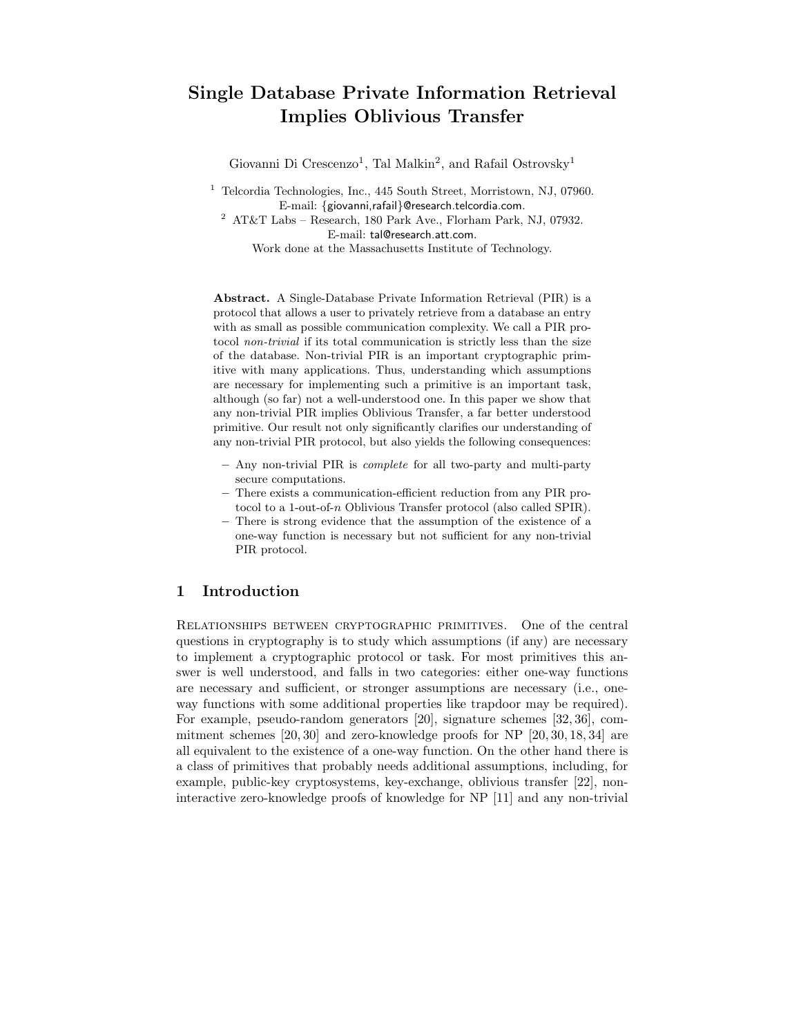# Single Database Private Information Retrieval Implies Oblivious Transfer

Giovanni Di Crescenzo[1], Tal Malkin[2], and Rafail Ostrovsky[1]

[1] Telcordia Technologies, Inc., 445 South Street, Morristown, NJ, 07960.
E-mail: {giovanni,rafail}@research.telcordia.com.

[2] AT&T Labs – Research, 180 Park Ave., Florham Park, NJ, 07932.
E-mail: tal@research.att.com.
Work done at the Massachusetts Institute of Technology.

**Abstract.** A Single-Database Private Information Retrieval (PIR) is a protocol that allows a user to privately retrieve from a database an entry with as small as possible communication complexity. We call a PIR protocol *non-trivial* if its total communication is strictly less than the size of the database. Non-trivial PIR is an important cryptographic primitive with many applications. Thus, understanding which assumptions are necessary for implementing such a primitive is an important task, although (so far) not a well-understood one. In this paper we show that any non-trivial PIR implies Oblivious Transfer, a far better understood primitive. Our result not only significantly clarifies our understanding of any non-trivial PIR protocol, but also yields the following consequences:

- Any non-trivial PIR is *complete* for all two-party and multi-party secure computations.
- There exists a communication-efficient reduction from any PIR protocol to a 1-out-of-$n$ Oblivious Transfer protocol (also called SPIR).
- There is strong evidence that the assumption of the existence of a one-way function is necessary but not sufficient for any non-trivial PIR protocol.

## 1 Introduction

Relationships between cryptographic primitives. One of the central questions in cryptography is to study which assumptions (if any) are necessary to implement a cryptographic protocol or task. For most primitives this answer is well understood, and falls in two categories: either one-way functions are necessary and sufficient, or stronger assumptions are necessary (i.e., one-way functions with some additional properties like trapdoor may be required). For example, pseudo-random generators [20], signature schemes [32, 36], commitment schemes [20, 30] and zero-knowledge proofs for NP [20, 30, 18, 34] are all equivalent to the existence of a one-way function. On the other hand there is a class of primitives that probably needs additional assumptions, including, for example, public-key cryptosystems, key-exchange, oblivious transfer [22], non-interactive zero-knowledge proofs of knowledge for NP [11] and any non-trivial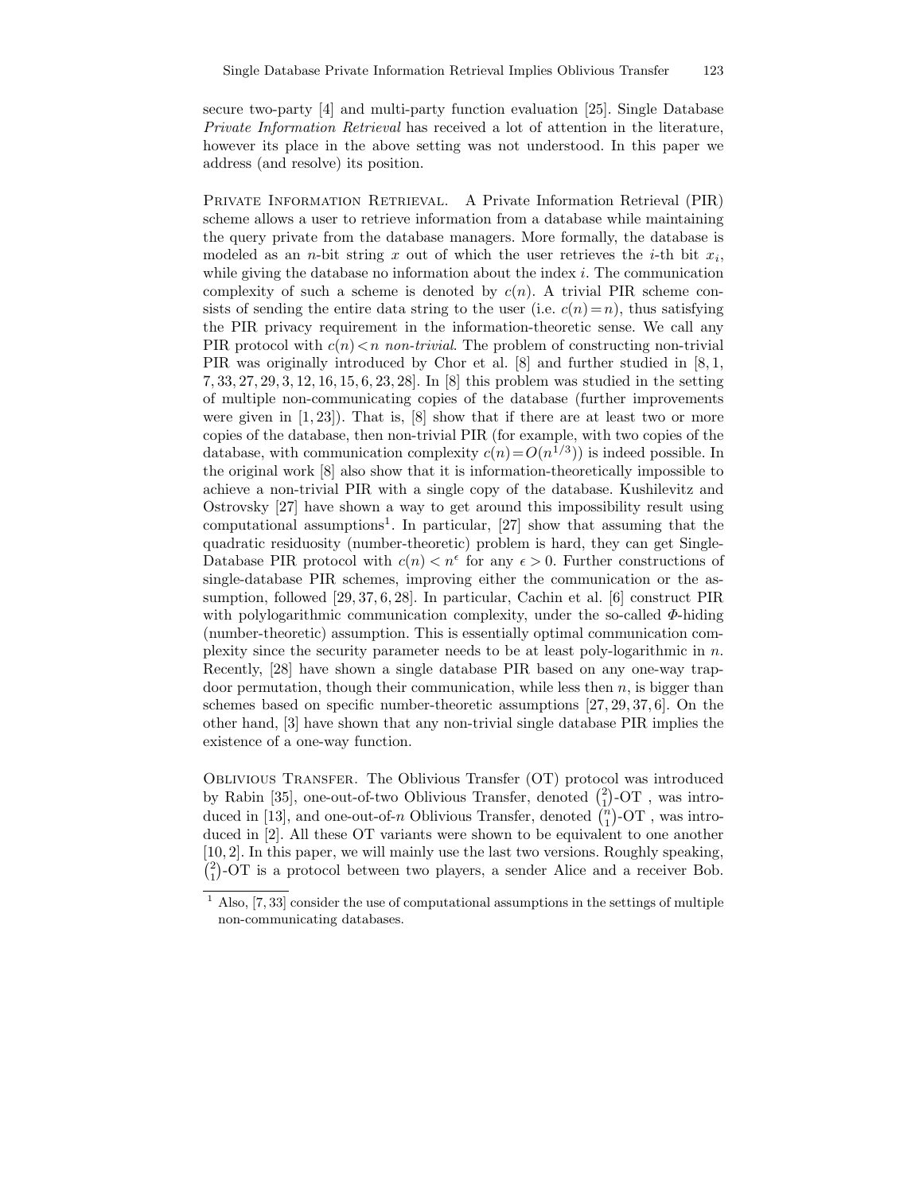secure two-party [4] and multi-party function evaluation [25]. Single Database *Private Information Retrieval* has received a lot of attention in the literature, however its place in the above setting was not understood. In this paper we address (and resolve) its position.

**Private Information Retrieval.** A Private Information Retrieval (PIR) scheme allows a user to retrieve information from a database while maintaining the query private from the database managers. More formally, the database is modeled as an $n$-bit string $x$ out of which the user retrieves the $i$-th bit $x_i$, while giving the database no information about the index $i$. The communication complexity of such a scheme is denoted by $c(n)$. A trivial PIR scheme consists of sending the entire data string to the user (i.e. $c(n) = n$), thus satisfying the PIR privacy requirement in the information-theoretic sense. We call any PIR protocol with $c(n) < n$ *non-trivial*. The problem of constructing non-trivial PIR was originally introduced by Chor et al. [8] and further studied in [8, 1, 7, 33, 27, 29, 3, 12, 16, 15, 6, 23, 28]. In [8] this problem was studied in the setting of multiple non-communicating copies of the database (further improvements were given in [1, 23]). That is, [8] show that if there are at least two or more copies of the database, then non-trivial PIR (for example, with two copies of the database, with communication complexity $c(n) = O(n^{1/3})$) is indeed possible. In the original work [8] also show that it is information-theoretically impossible to achieve a non-trivial PIR with a single copy of the database. Kushilevitz and Ostrovsky [27] have shown a way to get around this impossibility result using computational assumptions[1]. In particular, [27] show that assuming that the quadratic residuosity (number-theoretic) problem is hard, they can get Single-Database PIR protocol with $c(n) < n^{\epsilon}$ for any $\epsilon > 0$. Further constructions of single-database PIR schemes, improving either the communication or the assumption, followed [29, 37, 6, 28]. In particular, Cachin et al. [6] construct PIR with polylogarithmic communication complexity, under the so-called $\Phi$-hiding (number-theoretic) assumption. This is essentially optimal communication complexity since the security parameter needs to be at least poly-logarithmic in $n$. Recently, [28] have shown a single database PIR based on any one-way trapdoor permutation, though their communication, while less then $n$, is bigger than schemes based on specific number-theoretic assumptions [27, 29, 37, 6]. On the other hand, [3] have shown that any non-trivial single database PIR implies the existence of a one-way function.

**Oblivious Transfer.** The Oblivious Transfer (OT) protocol was introduced by Rabin [35], one-out-of-two Oblivious Transfer, denoted $\binom{2}{1}$-OT , was introduced in [13], and one-out-of-$n$ Oblivious Transfer, denoted $\binom{n}{1}$-OT , was introduced in [2]. All these OT variants were shown to be equivalent to one another [10, 2]. In this paper, we will mainly use the last two versions. Roughly speaking, $\binom{2}{1}$-OT is a protocol between two players, a sender Alice and a receiver Bob.

[1] Also, [7, 33] consider the use of computational assumptions in the settings of multiple non-communicating databases.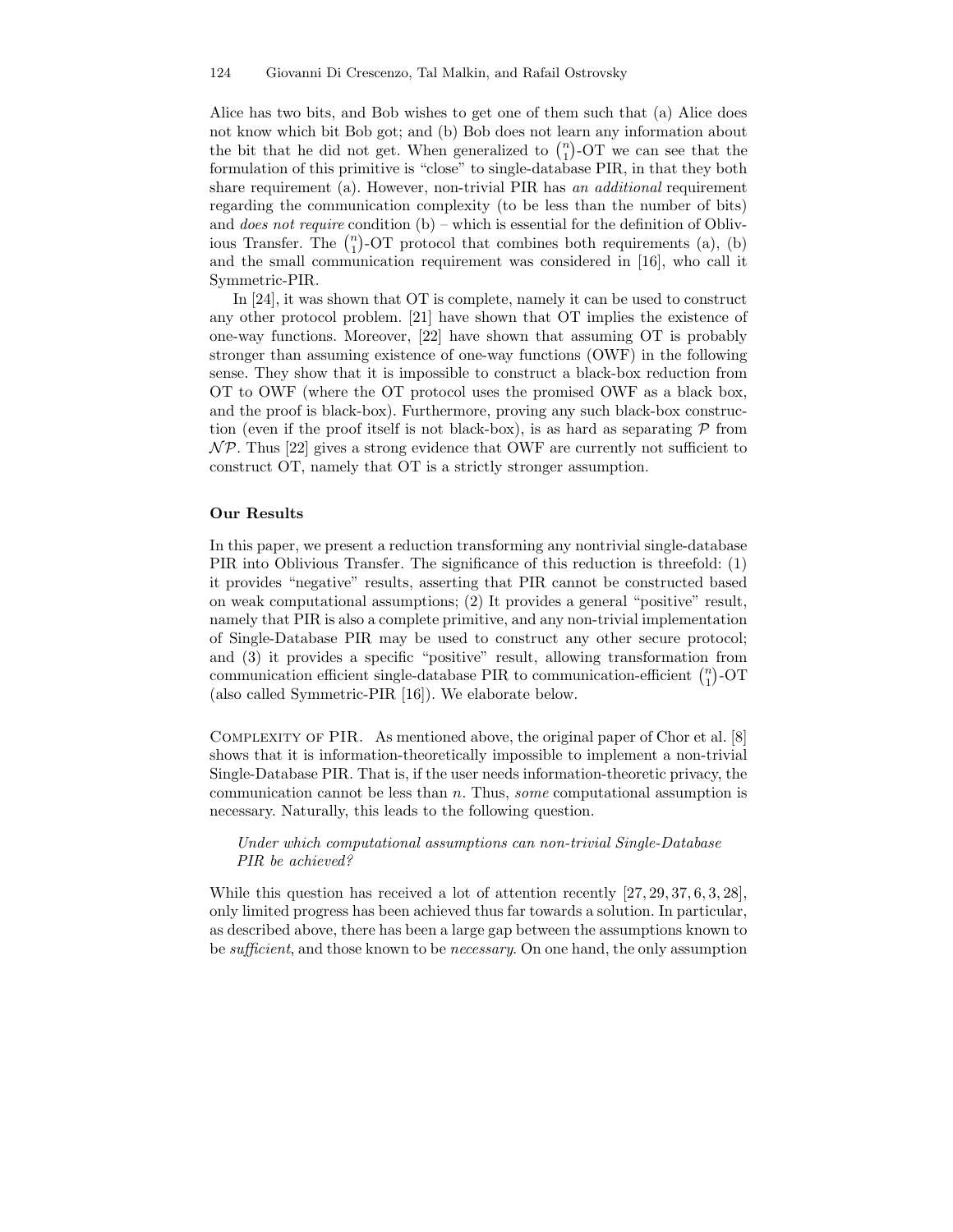Alice has two bits, and Bob wishes to get one of them such that (a) Alice does not know which bit Bob got; and (b) Bob does not learn any information about the bit that he did not get. When generalized to $\binom{n}{1}$-OT we can see that the formulation of this primitive is "close" to single-database PIR, in that they both share requirement (a). However, non-trivial PIR has *an additional* requirement regarding the communication complexity (to be less than the number of bits) and *does not require* condition (b) – which is essential for the definition of Oblivious Transfer. The $\binom{n}{1}$-OT protocol that combines both requirements (a), (b) and the small communication requirement was considered in [16], who call it Symmetric-PIR.

In [24], it was shown that OT is complete, namely it can be used to construct any other protocol problem. [21] have shown that OT implies the existence of one-way functions. Moreover, [22] have shown that assuming OT is probably stronger than assuming existence of one-way functions (OWF) in the following sense. They show that it is impossible to construct a black-box reduction from OT to OWF (where the OT protocol uses the promised OWF as a black box, and the proof is black-box). Furthermore, proving any such black-box construction (even if the proof itself is not black-box), is as hard as separating $\mathcal{P}$ from $\mathcal{NP}$. Thus [22] gives a strong evidence that OWF are currently not sufficient to construct OT, namely that OT is a strictly stronger assumption.

**Our Results**

In this paper, we present a reduction transforming any nontrivial single-database PIR into Oblivious Transfer. The significance of this reduction is threefold: (1) it provides "negative" results, asserting that PIR cannot be constructed based on weak computational assumptions; (2) It provides a general "positive" result, namely that PIR is also a complete primitive, and any non-trivial implementation of Single-Database PIR may be used to construct any other secure protocol; and (3) it provides a specific "positive" result, allowing transformation from communication efficient single-database PIR to communication-efficient $\binom{n}{1}$-OT (also called Symmetric-PIR [16]). We elaborate below.

Complexity of PIR. As mentioned above, the original paper of Chor et al. [8] shows that it is information-theoretically impossible to implement a non-trivial Single-Database PIR. That is, if the user needs information-theoretic privacy, the communication cannot be less than $n$. Thus, *some* computational assumption is necessary. Naturally, this leads to the following question.

> *Under which computational assumptions can non-trivial Single-Database PIR be achieved?*

While this question has received a lot of attention recently [27, 29, 37, 6, 3, 28], only limited progress has been achieved thus far towards a solution. In particular, as described above, there has been a large gap between the assumptions known to be *sufficient*, and those known to be *necessary*. On one hand, the only assumption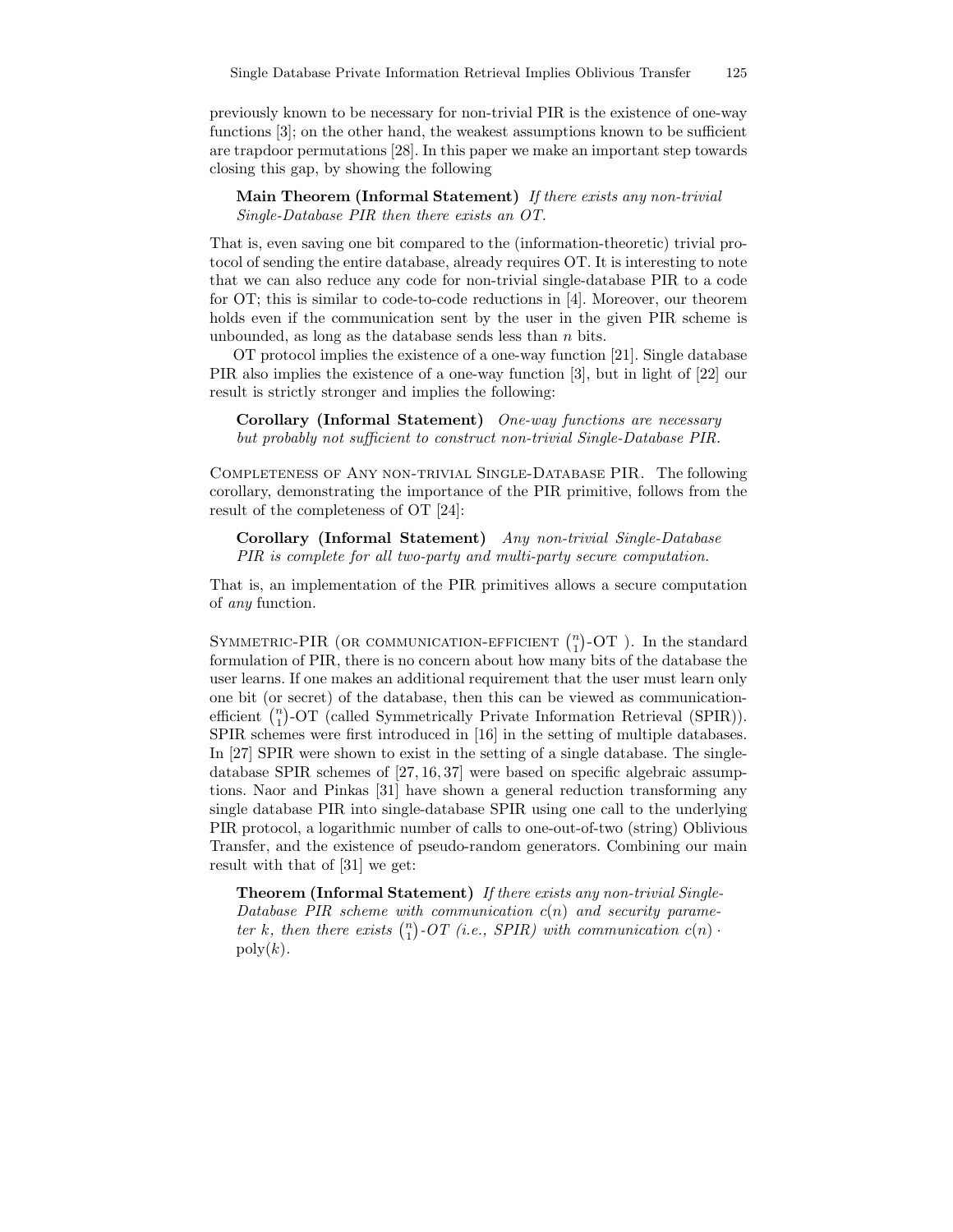previously known to be necessary for non-trivial PIR is the existence of one-way functions [3]; on the other hand, the weakest assumptions known to be sufficient are trapdoor permutations [28]. In this paper we make an important step towards closing this gap, by showing the following

> **Main Theorem (Informal Statement)** *If there exists any non-trivial Single-Database PIR then there exists an OT.*

That is, even saving one bit compared to the (information-theoretic) trivial protocol of sending the entire database, already requires OT. It is interesting to note that we can also reduce any code for non-trivial single-database PIR to a code for OT; this is similar to code-to-code reductions in [4]. Moreover, our theorem holds even if the communication sent by the user in the given PIR scheme is unbounded, as long as the database sends less than $n$ bits.

OT protocol implies the existence of a one-way function [21]. Single database PIR also implies the existence of a one-way function [3], but in light of [22] our result is strictly stronger and implies the following:

> **Corollary (Informal Statement)** *One-way functions are necessary but probably not sufficient to construct non-trivial Single-Database PIR.*

Completeness of Any non-trivial Single-Database PIR. The following corollary, demonstrating the importance of the PIR primitive, follows from the result of the completeness of OT [24]:

> **Corollary (Informal Statement)** *Any non-trivial Single-Database PIR is complete for all two-party and multi-party secure computation.*

That is, an implementation of the PIR primitives allows a secure computation of *any* function.

Symmetric-PIR (or communication-efficient $\binom{n}{1}$-OT ). In the standard formulation of PIR, there is no concern about how many bits of the database the user learns. If one makes an additional requirement that the user must learn only one bit (or secret) of the database, then this can be viewed as communication-efficient $\binom{n}{1}$-OT (called Symmetrically Private Information Retrieval (SPIR)). SPIR schemes were first introduced in [16] in the setting of multiple databases. In [27] SPIR were shown to exist in the setting of a single database. The single-database SPIR schemes of [27, 16, 37] were based on specific algebraic assumptions. Naor and Pinkas [31] have shown a general reduction transforming any single database PIR into single-database SPIR using one call to the underlying PIR protocol, a logarithmic number of calls to one-out-of-two (string) Oblivious Transfer, and the existence of pseudo-random generators. Combining our main result with that of [31] we get:

> **Theorem (Informal Statement)** *If there exists any non-trivial Single-Database PIR scheme with communication $c(n)$ and security parameter $k$, then there exists $\binom{n}{1}$-OT (i.e., SPIR) with communication $c(n) \cdot \mathrm{poly}(k)$.*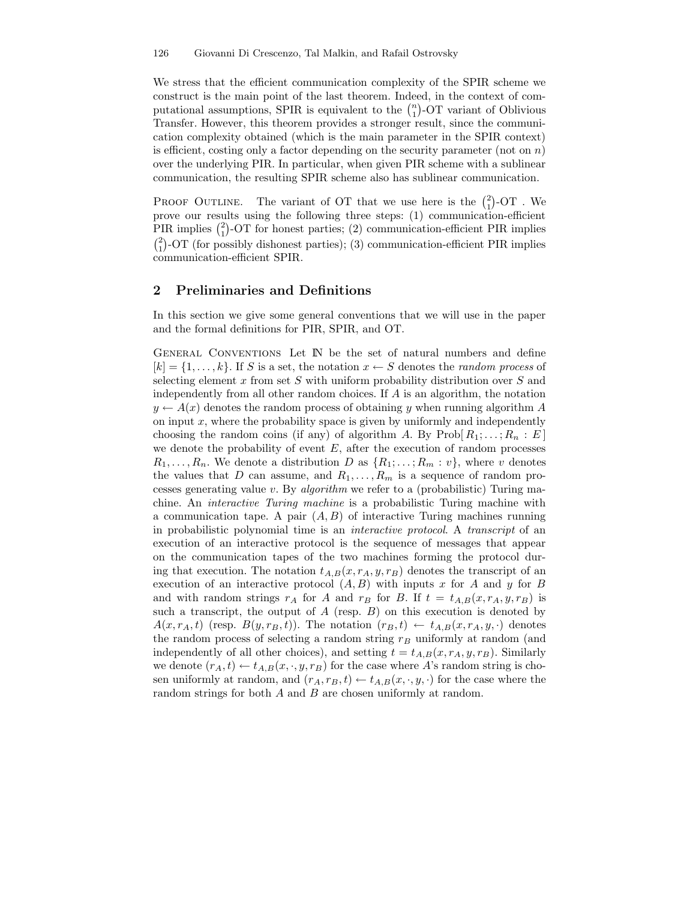We stress that the efficient communication complexity of the SPIR scheme we construct is the main point of the last theorem. Indeed, in the context of computational assumptions, SPIR is equivalent to the $\binom{n}{1}$-OT variant of Oblivious Transfer. However, this theorem provides a stronger result, since the communication complexity obtained (which is the main parameter in the SPIR context) is efficient, costing only a factor depending on the security parameter (not on $n$) over the underlying PIR. In particular, when given PIR scheme with a sublinear communication, the resulting SPIR scheme also has sublinear communication.

Proof Outline. The variant of OT that we use here is the $\binom{2}{1}$-OT . We prove our results using the following three steps: (1) communication-efficient PIR implies $\binom{2}{1}$-OT for honest parties; (2) communication-efficient PIR implies $\binom{2}{1}$-OT (for possibly dishonest parties); (3) communication-efficient PIR implies communication-efficient SPIR.

## 2 Preliminaries and Definitions

In this section we give some general conventions that we will use in the paper and the formal definitions for PIR, SPIR, and OT.

General Conventions Let $\mathbb{N}$ be the set of natural numbers and define $[k] = \{1, \ldots, k\}$. If $S$ is a set, the notation $x \leftarrow S$ denotes the *random process* of selecting element $x$ from set $S$ with uniform probability distribution over $S$ and independently from all other random choices. If $A$ is an algorithm, the notation $y \leftarrow A(x)$ denotes the random process of obtaining $y$ when running algorithm $A$ on input $x$, where the probability space is given by uniformly and independently choosing the random coins (if any) of algorithm $A$. By $\text{Prob}[\, R_1; \ldots; R_n : E\,]$ we denote the probability of event $E$, after the execution of random processes $R_1, \ldots, R_n$. We denote a distribution $D$ as $\{R_1; \ldots; R_m : v\}$, where $v$ denotes the values that $D$ can assume, and $R_1, \ldots, R_m$ is a sequence of random processes generating value $v$. By *algorithm* we refer to a (probabilistic) Turing machine. An *interactive Turing machine* is a probabilistic Turing machine with a communication tape. A pair $(A, B)$ of interactive Turing machines running in probabilistic polynomial time is an *interactive protocol*. A *transcript* of an execution of an interactive protocol is the sequence of messages that appear on the communication tapes of the two machines forming the protocol during that execution. The notation $t_{A,B}(x, r_A, y, r_B)$ denotes the transcript of an execution of an interactive protocol $(A, B)$ with inputs $x$ for $A$ and $y$ for $B$ and with random strings $r_A$ for $A$ and $r_B$ for $B$. If $t = t_{A,B}(x, r_A, y, r_B)$ is such a transcript, the output of $A$ (resp. $B$) on this execution is denoted by $A(x, r_A, t)$ (resp. $B(y, r_B, t)$). The notation $(r_B, t) \leftarrow t_{A,B}(x, r_A, y, \cdot)$ denotes the random process of selecting a random string $r_B$ uniformly at random (and independently of all other choices), and setting $t = t_{A,B}(x, r_A, y, r_B)$. Similarly we denote $(r_A, t) \leftarrow t_{A,B}(x, \cdot, y, r_B)$ for the case where $A$'s random string is chosen uniformly at random, and $(r_A, r_B, t) \leftarrow t_{A,B}(x, \cdot, y, \cdot)$ for the case where the random strings for both $A$ and $B$ are chosen uniformly at random.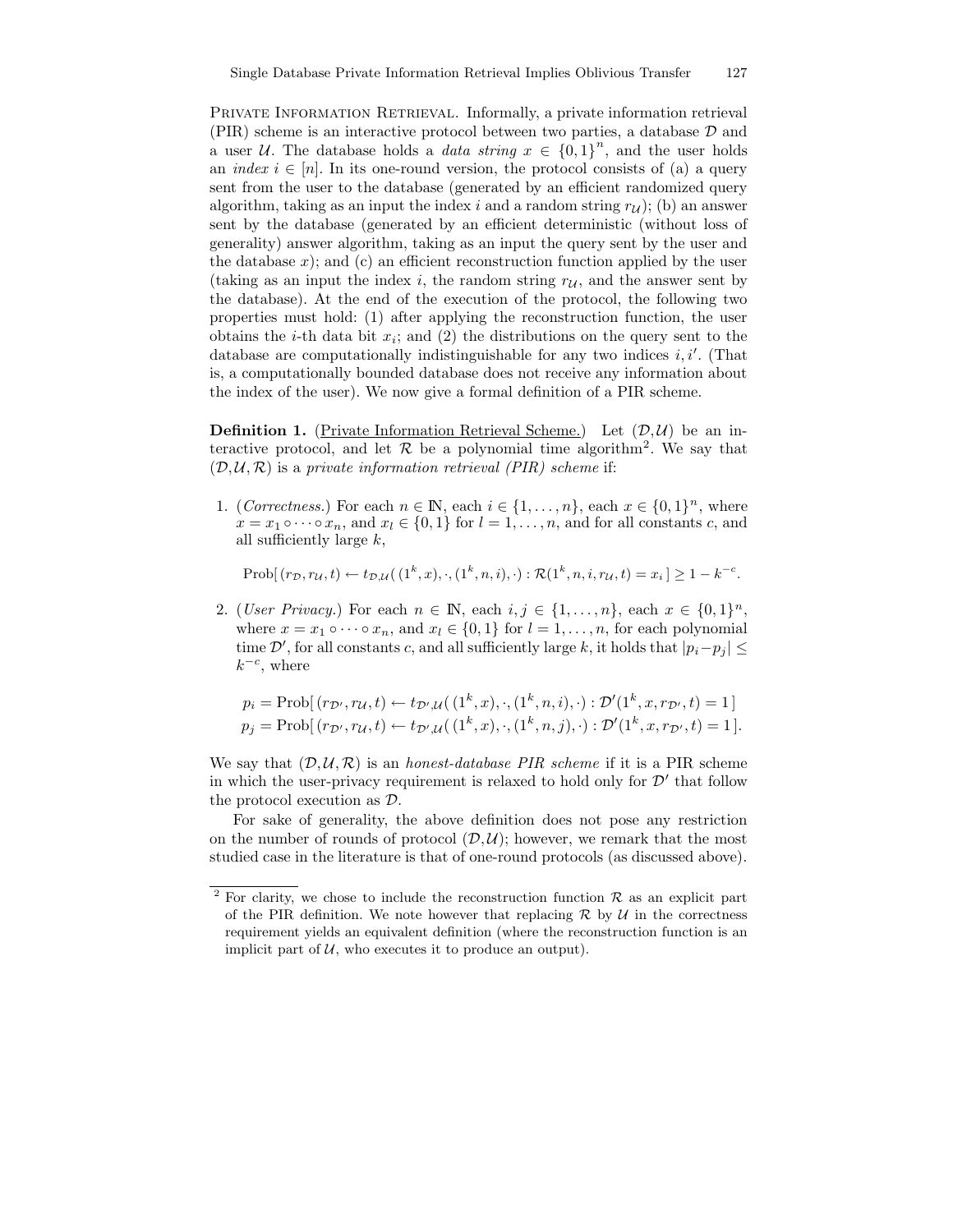**Private Information Retrieval.** Informally, a private information retrieval (PIR) scheme is an interactive protocol between two parties, a database $\mathcal{D}$ and a user $\mathcal{U}$. The database holds a *data string* $x \in \{0,1\}^n$, and the user holds an *index* $i \in [n]$. In its one-round version, the protocol consists of (a) a query sent from the user to the database (generated by an efficient randomized query algorithm, taking as an input the index $i$ and a random string $r_{\mathcal{U}}$); (b) an answer sent by the database (generated by an efficient deterministic (without loss of generality) answer algorithm, taking as an input the query sent by the user and the database $x$); and (c) an efficient reconstruction function applied by the user (taking as an input the index $i$, the random string $r_{\mathcal{U}}$, and the answer sent by the database). At the end of the execution of the protocol, the following two properties must hold: (1) after applying the reconstruction function, the user obtains the $i$-th data bit $x_i$; and (2) the distributions on the query sent to the database are computationally indistinguishable for any two indices $i, i'$. (That is, a computationally bounded database does not receive any information about the index of the user). We now give a formal definition of a PIR scheme.

**Definition 1.** (Private Information Retrieval Scheme.) Let $(\mathcal{D},\mathcal{U})$ be an interactive protocol, and let $\mathcal{R}$ be a polynomial time algorithm[2]. We say that $(\mathcal{D},\mathcal{U},\mathcal{R})$ is a *private information retrieval (PIR) scheme* if:

1. (*Correctness.*) For each $n \in \mathbb{N}$, each $i \in \{1,\ldots,n\}$, each $x \in \{0,1\}^n$, where $x = x_1 \circ \cdots \circ x_n$, and $x_l \in \{0,1\}$ for $l = 1,\ldots,n$, and for all constants $c$, and all sufficiently large $k$,

$$\text{Prob}[\,(r_{\mathcal{D}}, r_{\mathcal{U}}, t) \leftarrow t_{\mathcal{D},\mathcal{U}}(\,(1^k, x), \cdot, (1^k, n, i), \cdot) : \mathcal{R}(1^k, n, i, r_{\mathcal{U}}, t) = x_i\,] \geq 1 - k^{-c}.$$

2. (*User Privacy.*) For each $n \in \mathbb{N}$, each $i, j \in \{1,\ldots,n\}$, each $x \in \{0,1\}^n$, where $x = x_1 \circ \cdots \circ x_n$, and $x_l \in \{0,1\}$ for $l = 1,\ldots,n$, for each polynomial time $\mathcal{D}'$, for all constants $c$, and all sufficiently large $k$, it holds that $|p_i - p_j| \leq k^{-c}$, where

$$p_i = \text{Prob}[\,(r_{\mathcal{D}'}, r_{\mathcal{U}}, t) \leftarrow t_{\mathcal{D}',\mathcal{U}}(\,(1^k, x), \cdot, (1^k, n, i), \cdot) : \mathcal{D}'(1^k, x, r_{\mathcal{D}'}, t) = 1\,]$$
$$p_j = \text{Prob}[\,(r_{\mathcal{D}'}, r_{\mathcal{U}}, t) \leftarrow t_{\mathcal{D}',\mathcal{U}}(\,(1^k, x), \cdot, (1^k, n, j), \cdot) : \mathcal{D}'(1^k, x, r_{\mathcal{D}'}, t) = 1\,].$$

We say that $(\mathcal{D},\mathcal{U},\mathcal{R})$ is an *honest-database PIR scheme* if it is a PIR scheme in which the user-privacy requirement is relaxed to hold only for $\mathcal{D}'$ that follow the protocol execution as $\mathcal{D}$.

For sake of generality, the above definition does not pose any restriction on the number of rounds of protocol $(\mathcal{D},\mathcal{U})$; however, we remark that the most studied case in the literature is that of one-round protocols (as discussed above).

---

[2] For clarity, we chose to include the reconstruction function $\mathcal{R}$ as an explicit part of the PIR definition. We note however that replacing $\mathcal{R}$ by $\mathcal{U}$ in the correctness requirement yields an equivalent definition (where the reconstruction function is an implicit part of $\mathcal{U}$, who executes it to produce an output).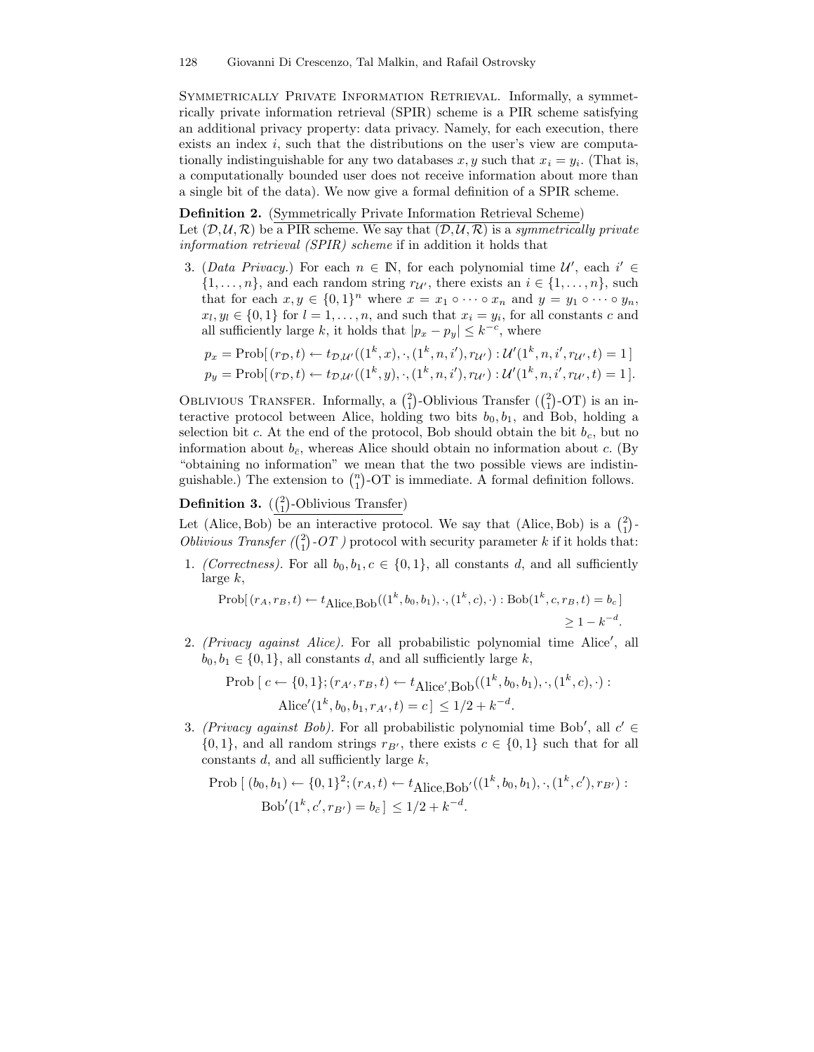**Symmetrically Private Information Retrieval.** Informally, a symmetrically private information retrieval (SPIR) scheme is a PIR scheme satisfying an additional privacy property: data privacy. Namely, for each execution, there exists an index $i$, such that the distributions on the user's view are computationally indistinguishable for any two databases $x, y$ such that $x_i = y_i$. (That is, a computationally bounded user does not receive information about more than a single bit of the data). We now give a formal definition of a SPIR scheme.

**Definition 2.** (Symmetrically Private Information Retrieval Scheme)
Let $(\mathcal{D}, \mathcal{U}, \mathcal{R})$ be a PIR scheme. We say that $(\mathcal{D}, \mathcal{U}, \mathcal{R})$ is a *symmetrically private information retrieval (SPIR) scheme* if in addition it holds that

3. (*Data Privacy.*) For each $n \in \mathbb{N}$, for each polynomial time $\mathcal{U}'$, each $i' \in \{1, \ldots, n\}$, and each random string $r_{\mathcal{U}'}$, there exists an $i \in \{1, \ldots, n\}$, such that for each $x, y \in \{0,1\}^n$ where $x = x_1 \circ \cdots \circ x_n$ and $y = y_1 \circ \cdots \circ y_n$, $x_l, y_l \in \{0,1\}$ for $l = 1, \ldots, n$, and such that $x_i = y_i$, for all constants $c$ and all sufficiently large $k$, it holds that $|p_x - p_y| \leq k^{-c}$, where

$$p_x = \text{Prob}[\,(r_\mathcal{D}, t) \leftarrow t_{\mathcal{D},\mathcal{U}'}((1^k, x), \cdot, (1^k, n, i'), r_{\mathcal{U}'}) : \mathcal{U}'(1^k, n, i', r_{\mathcal{U}'}, t) = 1\,]$$
$$p_y = \text{Prob}[\,(r_\mathcal{D}, t) \leftarrow t_{\mathcal{D},\mathcal{U}'}((1^k, y), \cdot, (1^k, n, i'), r_{\mathcal{U}'}) : \mathcal{U}'(1^k, n, i', r_{\mathcal{U}'}, t) = 1\,].$$

**Oblivious Transfer.** Informally, a $\binom{2}{1}$-Oblivious Transfer ($\binom{2}{1}$-OT) is an interactive protocol between Alice, holding two bits $b_0, b_1$, and Bob, holding a selection bit $c$. At the end of the protocol, Bob should obtain the bit $b_c$, but no information about $b_{\bar{c}}$, whereas Alice should obtain no information about $c$. (By "obtaining no information" we mean that the two possible views are indistinguishable.) The extension to $\binom{n}{1}$-OT is immediate. A formal definition follows.

**Definition 3.** ($\binom{2}{1}$-Oblivious Transfer)
Let (Alice, Bob) be an interactive protocol. We say that (Alice, Bob) is a $\binom{2}{1}$-*Oblivious Transfer ($\binom{2}{1}$-OT )* protocol with security parameter $k$ if it holds that:

1. *(Correctness).* For all $b_0, b_1, c \in \{0,1\}$, all constants $d$, and all sufficiently large $k$,

$$\text{Prob}[\,(r_A, r_B, t) \leftarrow t_{\text{Alice},\text{Bob}}((1^k, b_0, b_1), \cdot, (1^k, c), \cdot) : \text{Bob}(1^k, c, r_B, t) = b_c\,] \geq 1 - k^{-d}.$$

2. *(Privacy against Alice).* For all probabilistic polynomial time Alice$'$, all $b_0, b_1 \in \{0,1\}$, all constants $d$, and all sufficiently large $k$,

$$\text{Prob}\,[\; c \leftarrow \{0,1\}; (r_{A'}, r_B, t) \leftarrow t_{\text{Alice}',\text{Bob}}((1^k, b_0, b_1), \cdot, (1^k, c), \cdot) : \text{Alice}'(1^k, b_0, b_1, r_{A'}, t) = c\,] \leq 1/2 + k^{-d}.$$

3. *(Privacy against Bob).* For all probabilistic polynomial time Bob$'$, all $c' \in \{0,1\}$, and all random strings $r_{B'}$, there exists $c \in \{0,1\}$ such that for all constants $d$, and all sufficiently large $k$,

$$\text{Prob}\,[\; (b_0, b_1) \leftarrow \{0,1\}^2; (r_A, t) \leftarrow t_{\text{Alice},\text{Bob}'}((1^k, b_0, b_1), \cdot, (1^k, c'), r_{B'}) : \text{Bob}'(1^k, c', r_{B'}) = b_{\bar{c}}\,] \leq 1/2 + k^{-d}.$$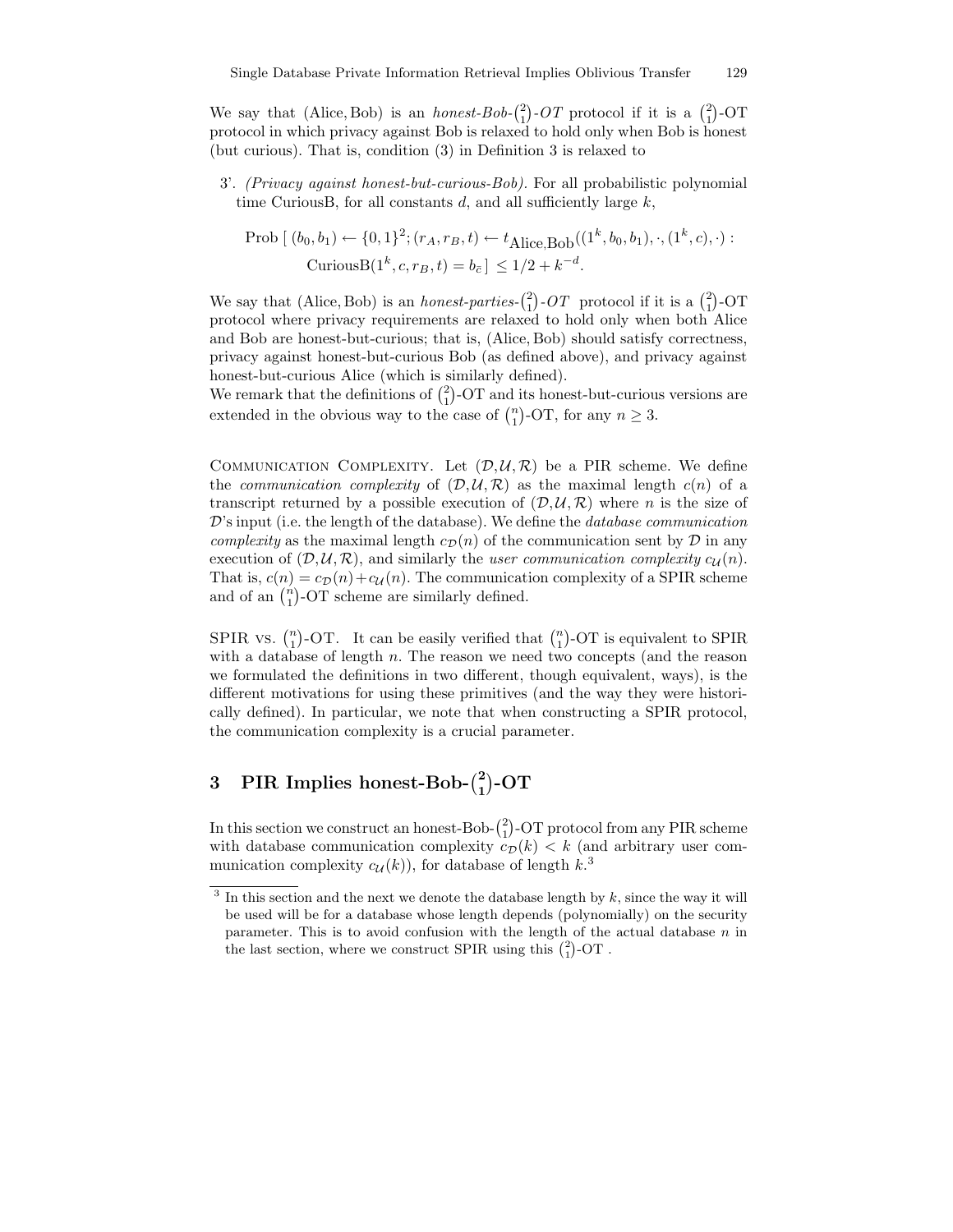We say that (Alice, Bob) is an *honest-Bob-$\binom{2}{1}$-OT* protocol if it is a $\binom{2}{1}$-OT protocol in which privacy against Bob is relaxed to hold only when Bob is honest (but curious). That is, condition (3) in Definition 3 is relaxed to

3'. *(Privacy against honest-but-curious-Bob).* For all probabilistic polynomial time CuriousB, for all constants $d$, and all sufficiently large $k$,

$$\text{Prob}\;[\;(b_0,b_1) \leftarrow \{0,1\}^2; (r_A, r_B, t) \leftarrow t_{\text{Alice,Bob}}((1^k, b_0, b_1), \cdot, (1^k, c), \cdot) : \text{CuriousB}(1^k, c, r_B, t) = b_{\bar{c}}\;] \leq 1/2 + k^{-d}.$$

We say that (Alice, Bob) is an *honest-parties-$\binom{2}{1}$-OT* protocol if it is a $\binom{2}{1}$-OT protocol where privacy requirements are relaxed to hold only when both Alice and Bob are honest-but-curious; that is, (Alice, Bob) should satisfy correctness, privacy against honest-but-curious Bob (as defined above), and privacy against honest-but-curious Alice (which is similarly defined).
We remark that the definitions of $\binom{2}{1}$-OT and its honest-but-curious versions are extended in the obvious way to the case of $\binom{n}{1}$-OT, for any $n \geq 3$.

Communication Complexity. Let $(\mathcal{D}, \mathcal{U}, \mathcal{R})$ be a PIR scheme. We define the *communication complexity* of $(\mathcal{D}, \mathcal{U}, \mathcal{R})$ as the maximal length $c(n)$ of a transcript returned by a possible execution of $(\mathcal{D}, \mathcal{U}, \mathcal{R})$ where $n$ is the size of $\mathcal{D}$'s input (i.e. the length of the database). We define the *database communication complexity* as the maximal length $c_{\mathcal{D}}(n)$ of the communication sent by $\mathcal{D}$ in any execution of $(\mathcal{D}, \mathcal{U}, \mathcal{R})$, and similarly the *user communication complexity* $c_{\mathcal{U}}(n)$. That is, $c(n) = c_{\mathcal{D}}(n) + c_{\mathcal{U}}(n)$. The communication complexity of a SPIR scheme and of an $\binom{n}{1}$-OT scheme are similarly defined.

SPIR vs. $\binom{n}{1}$-OT. It can be easily verified that $\binom{n}{1}$-OT is equivalent to SPIR with a database of length $n$. The reason we need two concepts (and the reason we formulated the definitions in two different, though equivalent, ways), is the different motivations for using these primitives (and the way they were historically defined). In particular, we note that when constructing a SPIR protocol, the communication complexity is a crucial parameter.

# 3 PIR Implies honest-Bob-$\binom{2}{1}$-OT

In this section we construct an honest-Bob-$\binom{2}{1}$-OT protocol from any PIR scheme with database communication complexity $c_{\mathcal{D}}(k) < k$ (and arbitrary user communication complexity $c_{\mathcal{U}}(k)$), for database of length $k$.[3]

[3] In this section and the next we denote the database length by $k$, since the way it will be used will be for a database whose length depends (polynomially) on the security parameter. This is to avoid confusion with the length of the actual database $n$ in the last section, where we construct SPIR using this $\binom{2}{1}$-OT .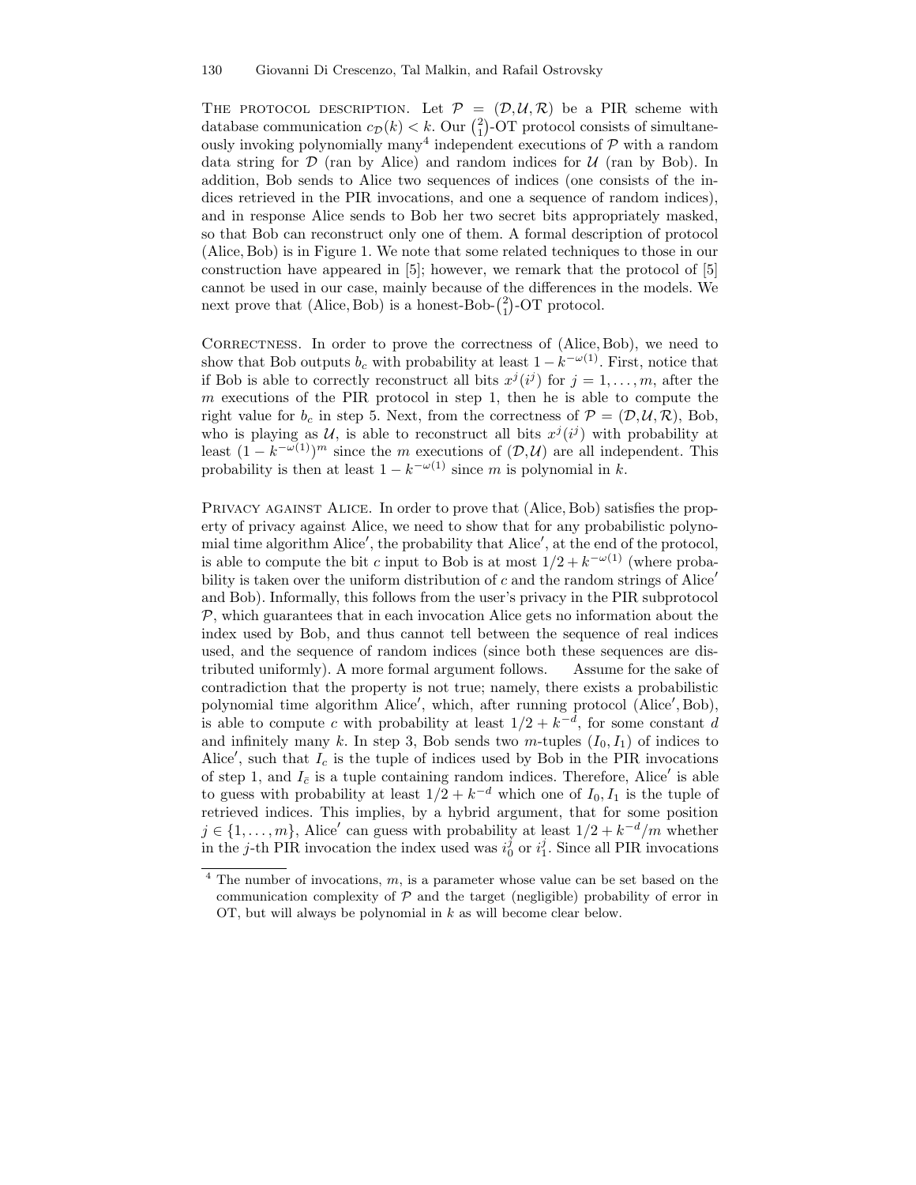THE PROTOCOL DESCRIPTION. Let $\mathcal{P} = (\mathcal{D}, \mathcal{U}, \mathcal{R})$ be a PIR scheme with database communication $c_{\mathcal{D}}(k) < k$. Our $\binom{2}{1}$-OT protocol consists of simultaneously invoking polynomially many[4] independent executions of $\mathcal{P}$ with a random data string for $\mathcal{D}$ (ran by Alice) and random indices for $\mathcal{U}$ (ran by Bob). In addition, Bob sends to Alice two sequences of indices (one consists of the indices retrieved in the PIR invocations, and one a sequence of random indices), and in response Alice sends to Bob her two secret bits appropriately masked, so that Bob can reconstruct only one of them. A formal description of protocol (Alice, Bob) is in Figure 1. We note that some related techniques to those in our construction have appeared in [5]; however, we remark that the protocol of [5] cannot be used in our case, mainly because of the differences in the models. We next prove that (Alice, Bob) is a honest-Bob-$\binom{2}{1}$-OT protocol.

CORRECTNESS. In order to prove the correctness of (Alice, Bob), we need to show that Bob outputs $b_c$ with probability at least $1 - k^{-\omega(1)}$. First, notice that if Bob is able to correctly reconstruct all bits $x^j(i^j)$ for $j = 1, \ldots, m$, after the $m$ executions of the PIR protocol in step 1, then he is able to compute the right value for $b_c$ in step 5. Next, from the correctness of $\mathcal{P} = (\mathcal{D}, \mathcal{U}, \mathcal{R})$, Bob, who is playing as $\mathcal{U}$, is able to reconstruct all bits $x^j(i^j)$ with probability at least $(1 - k^{-\omega(1)})^m$ since the $m$ executions of $(\mathcal{D}, \mathcal{U})$ are all independent. This probability is then at least $1 - k^{-\omega(1)}$ since $m$ is polynomial in $k$.

PRIVACY AGAINST ALICE. In order to prove that (Alice, Bob) satisfies the property of privacy against Alice, we need to show that for any probabilistic polynomial time algorithm Alice′, the probability that Alice′, at the end of the protocol, is able to compute the bit $c$ input to Bob is at most $1/2 + k^{-\omega(1)}$ (where probability is taken over the uniform distribution of $c$ and the random strings of Alice′ and Bob). Informally, this follows from the user's privacy in the PIR subprotocol $\mathcal{P}$, which guarantees that in each invocation Alice gets no information about the index used by Bob, and thus cannot tell between the sequence of real indices used, and the sequence of random indices (since both these sequences are distributed uniformly). A more formal argument follows. Assume for the sake of contradiction that the property is not true; namely, there exists a probabilistic polynomial time algorithm Alice′, which, after running protocol (Alice′, Bob), is able to compute $c$ with probability at least $1/2 + k^{-d}$, for some constant $d$ and infinitely many $k$. In step 3, Bob sends two $m$-tuples $(I_0, I_1)$ of indices to Alice′, such that $I_c$ is the tuple of indices used by Bob in the PIR invocations of step 1, and $I_{\bar{c}}$ is a tuple containing random indices. Therefore, Alice′ is able to guess with probability at least $1/2 + k^{-d}$ which one of $I_0, I_1$ is the tuple of retrieved indices. This implies, by a hybrid argument, that for some position $j \in \{1, \ldots, m\}$, Alice′ can guess with probability at least $1/2 + k^{-d}/m$ whether in the $j$-th PIR invocation the index used was $i_0^j$ or $i_1^j$. Since all PIR invocations

---

[4] The number of invocations, $m$, is a parameter whose value can be set based on the communication complexity of $\mathcal{P}$ and the target (negligible) probability of error in OT, but will always be polynomial in $k$ as will become clear below.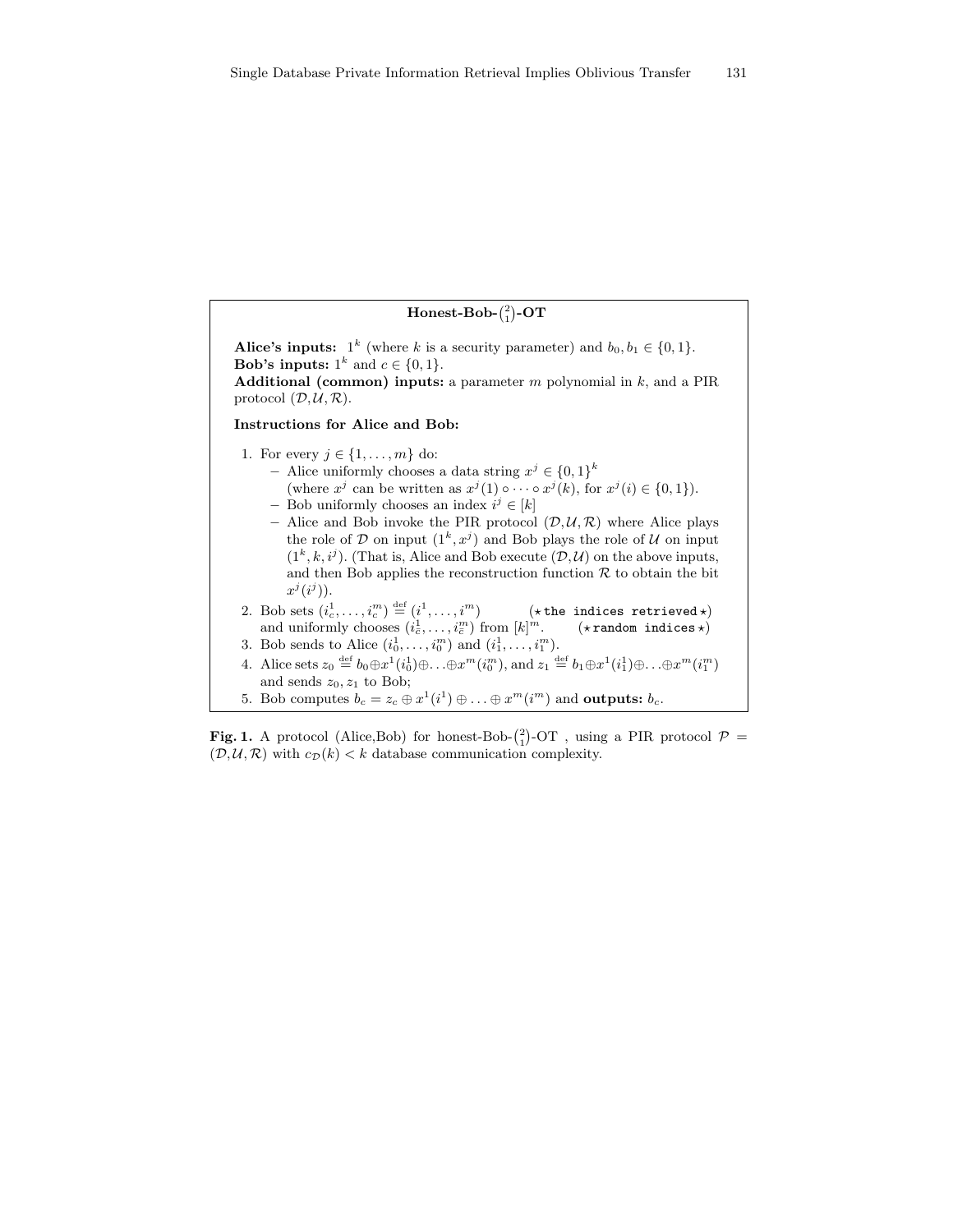**Honest-Bob-$\binom{2}{1}$-OT**

**Alice's inputs:** $1^k$ (where $k$ is a security parameter) and $b_0, b_1 \in \{0,1\}$.
**Bob's inputs:** $1^k$ and $c \in \{0,1\}$.
**Additional (common) inputs:** a parameter $m$ polynomial in $k$, and a PIR protocol $(\mathcal{D}, \mathcal{U}, \mathcal{R})$.

**Instructions for Alice and Bob:**

1. For every $j \in \{1, \ldots, m\}$ do:
   - Alice uniformly chooses a data string $x^j \in \{0,1\}^k$ (where $x^j$ can be written as $x^j(1) \circ \cdots \circ x^j(k)$, for $x^j(i) \in \{0,1\}$).
   - Bob uniformly chooses an index $i^j \in [k]$
   - Alice and Bob invoke the PIR protocol $(\mathcal{D}, \mathcal{U}, \mathcal{R})$ where Alice plays the role of $\mathcal{D}$ on input $(1^k, x^j)$ and Bob plays the role of $\mathcal{U}$ on input $(1^k, k, i^j)$. (That is, Alice and Bob execute $(\mathcal{D}, \mathcal{U})$ on the above inputs, and then Bob applies the reconstruction function $\mathcal{R}$ to obtain the bit $x^j(i^j)$).
2. Bob sets $(i_c^1, \ldots, i_c^m) \stackrel{\text{def}}{=} (i^1, \ldots, i^m)$ (⋆ the indices retrieved ⋆) and uniformly chooses $(i_{\bar{c}}^1, \ldots, i_{\bar{c}}^m)$ from $[k]^m$. (⋆ random indices ⋆)
3. Bob sends to Alice $(i_0^1, \ldots, i_0^m)$ and $(i_1^1, \ldots, i_1^m)$.
4. Alice sets $z_0 \stackrel{\text{def}}{=} b_0 \oplus x^1(i_0^1) \oplus \ldots \oplus x^m(i_0^m)$, and $z_1 \stackrel{\text{def}}{=} b_1 \oplus x^1(i_1^1) \oplus \ldots \oplus x^m(i_1^m)$ and sends $z_0, z_1$ to Bob;
5. Bob computes $b_c = z_c \oplus x^1(i^1) \oplus \ldots \oplus x^m(i^m)$ and **outputs:** $b_c$.

**Fig. 1.** A protocol (Alice,Bob) for honest-Bob-$\binom{2}{1}$-OT , using a PIR protocol $\mathcal{P} = (\mathcal{D}, \mathcal{U}, \mathcal{R})$ with $c_{\mathcal{D}}(k) < k$ database communication complexity.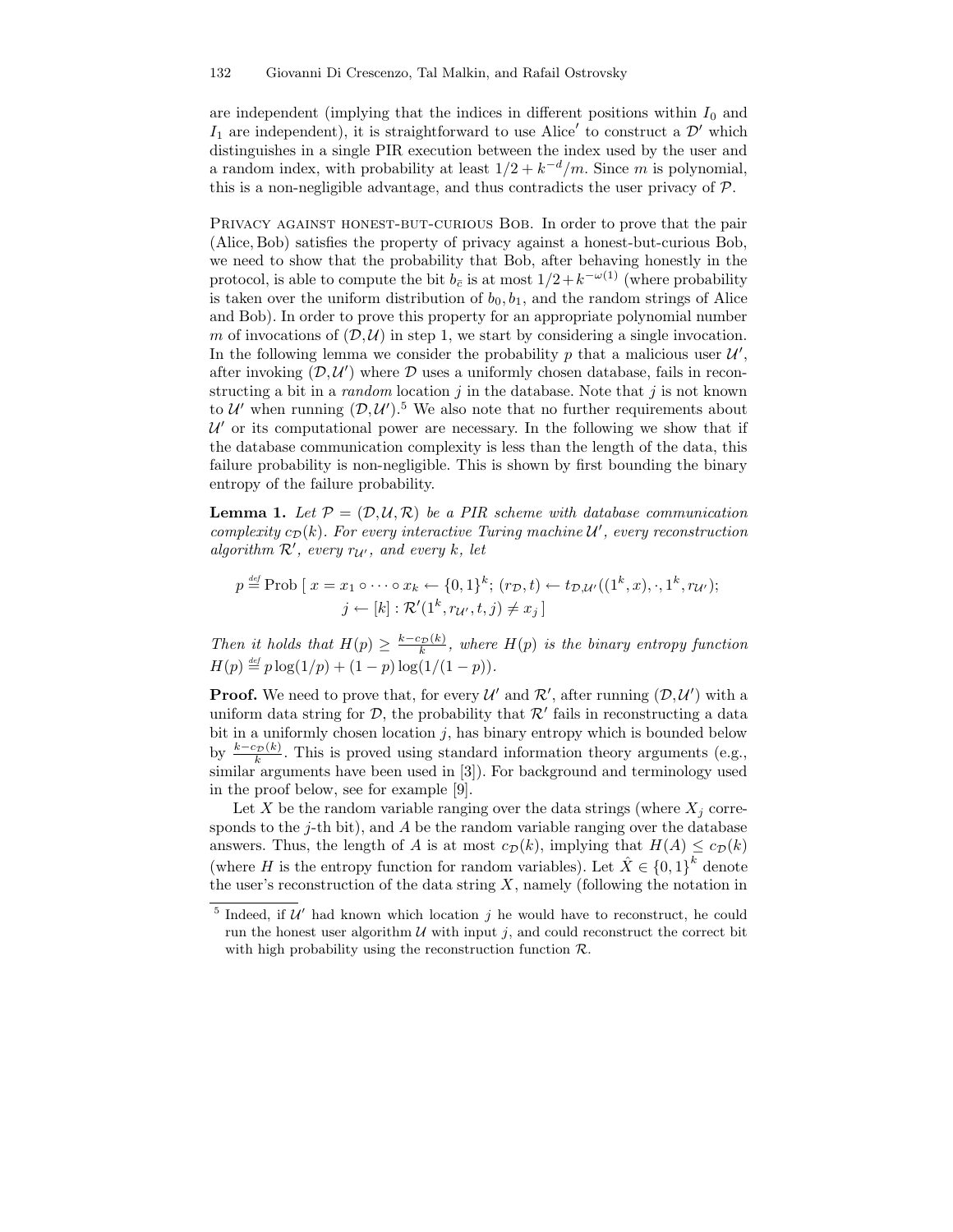are independent (implying that the indices in different positions within $I_0$ and $I_1$ are independent), it is straightforward to use Alice$'$ to construct a $\mathcal{D}'$ which distinguishes in a single PIR execution between the index used by the user and a random index, with probability at least $1/2 + k^{-d}/m$. Since $m$ is polynomial, this is a non-negligible advantage, and thus contradicts the user privacy of $\mathcal{P}$.

Privacy against honest-but-curious Bob. In order to prove that the pair (Alice, Bob) satisfies the property of privacy against a honest-but-curious Bob, we need to show that the probability that Bob, after behaving honestly in the protocol, is able to compute the bit $b_{\bar{c}}$ is at most $1/2 + k^{-\omega(1)}$ (where probability is taken over the uniform distribution of $b_0, b_1$, and the random strings of Alice and Bob). In order to prove this property for an appropriate polynomial number $m$ of invocations of $(\mathcal{D},\mathcal{U})$ in step 1, we start by considering a single invocation. In the following lemma we consider the probability $p$ that a malicious user $\mathcal{U}'$, after invoking $(\mathcal{D},\mathcal{U}')$ where $\mathcal{D}$ uses a uniformly chosen database, fails in reconstructing a bit in a *random* location $j$ in the database. Note that $j$ is not known to $\mathcal{U}'$ when running $(\mathcal{D},\mathcal{U}')$.[5] We also note that no further requirements about $\mathcal{U}'$ or its computational power are necessary. In the following we show that if the database communication complexity is less than the length of the data, this failure probability is non-negligible. This is shown by first bounding the binary entropy of the failure probability.

**Lemma 1.** *Let $\mathcal{P} = (\mathcal{D},\mathcal{U},\mathcal{R})$ be a PIR scheme with database communication complexity $c_{\mathcal{D}}(k)$. For every interactive Turing machine $\mathcal{U}'$, every reconstruction algorithm $\mathcal{R}'$, every $r_{\mathcal{U}'}$, and every $k$, let*

$$p \stackrel{def}{=} \text{Prob}\,[\, x = x_1 \circ \cdots \circ x_k \leftarrow \{0,1\}^k;\, (r_{\mathcal{D}}, t) \leftarrow t_{\mathcal{D},\mathcal{U}'}((1^k, x), \cdot, 1^k, r_{\mathcal{U}'});\\ j \leftarrow [k] : \mathcal{R}'(1^k, r_{\mathcal{U}'}, t, j) \neq x_j \,]$$

*Then it holds that $H(p) \geq \frac{k - c_{\mathcal{D}}(k)}{k}$, where $H(p)$ is the binary entropy function $H(p) \stackrel{def}{=} p\log(1/p) + (1-p)\log(1/(1-p))$.*

**Proof.** We need to prove that, for every $\mathcal{U}'$ and $\mathcal{R}'$, after running $(\mathcal{D},\mathcal{U}')$ with a uniform data string for $\mathcal{D}$, the probability that $\mathcal{R}'$ fails in reconstructing a data bit in a uniformly chosen location $j$, has binary entropy which is bounded below by $\frac{k - c_{\mathcal{D}}(k)}{k}$. This is proved using standard information theory arguments (e.g., similar arguments have been used in [3]). For background and terminology used in the proof below, see for example [9].

Let $X$ be the random variable ranging over the data strings (where $X_j$ corresponds to the $j$-th bit), and $A$ be the random variable ranging over the database answers. Thus, the length of $A$ is at most $c_{\mathcal{D}}(k)$, implying that $H(A) \leq c_{\mathcal{D}}(k)$ (where $H$ is the entropy function for random variables). Let $\hat{X} \in \{0,1\}^k$ denote the user's reconstruction of the data string $X$, namely (following the notation in

---

[5] Indeed, if $\mathcal{U}'$ had known which location $j$ he would have to reconstruct, he could run the honest user algorithm $\mathcal{U}$ with input $j$, and could reconstruct the correct bit with high probability using the reconstruction function $\mathcal{R}$.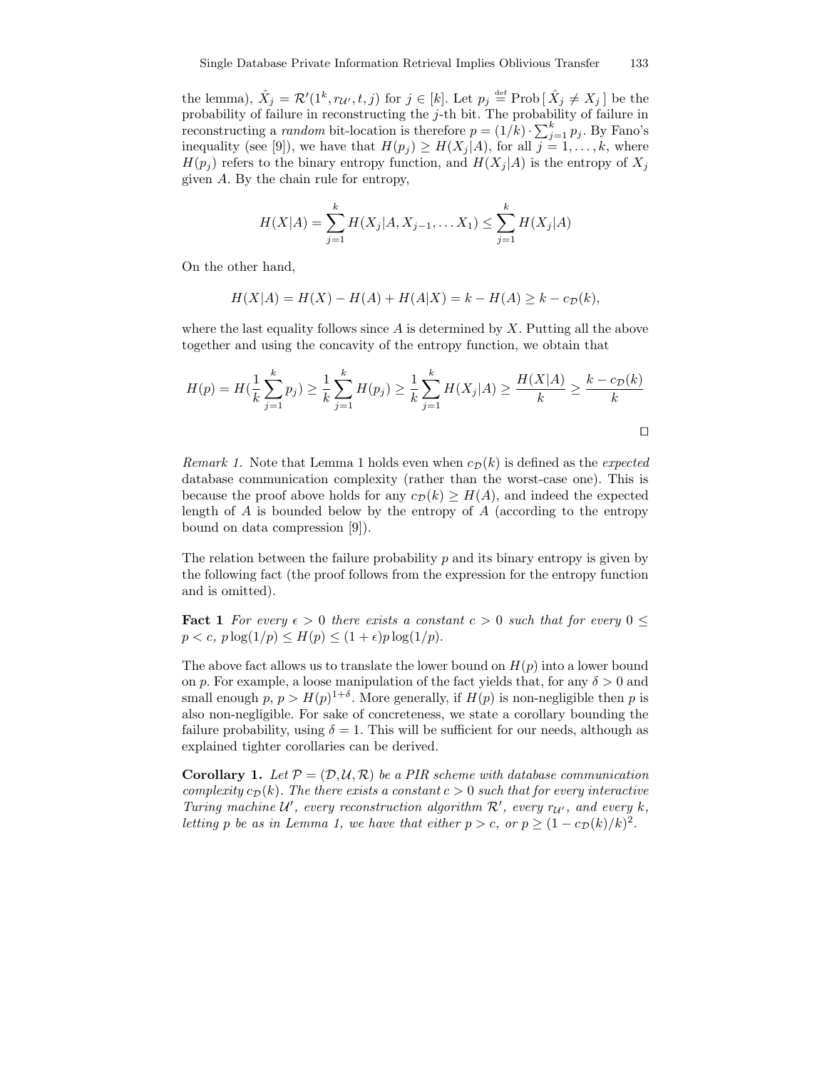the lemma), $\hat{X}_j = \mathcal{R}'(1^k, r_{\mathcal{U}'}, t, j)$ for $j \in [k]$. Let $p_j \stackrel{\text{def}}{=} \text{Prob}\,[\,\hat{X}_j \neq X_j\,]$ be the probability of failure in reconstructing the $j$-th bit. The probability of failure in reconstructing a *random* bit-location is therefore $p = (1/k) \cdot \sum_{j=1}^{k} p_j$. By Fano's inequality (see [9]), we have that $H(p_j) \geq H(X_j|A)$, for all $j = 1, \ldots, k$, where $H(p_j)$ refers to the binary entropy function, and $H(X_j|A)$ is the entropy of $X_j$ given $A$. By the chain rule for entropy,

$$H(X|A) = \sum_{j=1}^{k} H(X_j|A, X_{j-1}, \ldots X_1) \leq \sum_{j=1}^{k} H(X_j|A)$$

On the other hand,

$$H(X|A) = H(X) - H(A) + H(A|X) = k - H(A) \geq k - c_{\mathcal{D}}(k),$$

where the last equality follows since $A$ is determined by $X$. Putting all the above together and using the concavity of the entropy function, we obtain that

$$H(p) = H(\frac{1}{k}\sum_{j=1}^{k} p_j) \geq \frac{1}{k}\sum_{j=1}^{k} H(p_j) \geq \frac{1}{k}\sum_{j=1}^{k} H(X_j|A) \geq \frac{H(X|A)}{k} \geq \frac{k - c_{\mathcal{D}}(k)}{k}$$

□

*Remark 1.* Note that Lemma 1 holds even when $c_{\mathcal{D}}(k)$ is defined as the *expected* database communication complexity (rather than the worst-case one). This is because the proof above holds for any $c_{\mathcal{D}}(k) \geq H(A)$, and indeed the expected length of $A$ is bounded below by the entropy of $A$ (according to the entropy bound on data compression [9]).

The relation between the failure probability $p$ and its binary entropy is given by the following fact (the proof follows from the expression for the entropy function and is omitted).

**Fact 1** *For every $\epsilon > 0$ there exists a constant $c > 0$ such that for every $0 \leq p < c$, $p\log(1/p) \leq H(p) \leq (1+\epsilon)p\log(1/p)$.*

The above fact allows us to translate the lower bound on $H(p)$ into a lower bound on $p$. For example, a loose manipulation of the fact yields that, for any $\delta > 0$ and small enough $p$, $p > H(p)^{1+\delta}$. More generally, if $H(p)$ is non-negligible then $p$ is also non-negligible. For sake of concreteness, we state a corollary bounding the failure probability, using $\delta = 1$. This will be sufficient for our needs, although as explained tighter corollaries can be derived.

**Corollary 1.** *Let $\mathcal{P} = (\mathcal{D}, \mathcal{U}, \mathcal{R})$ be a PIR scheme with database communication complexity $c_{\mathcal{D}}(k)$. The there exists a constant $c > 0$ such that for every interactive Turing machine $\mathcal{U}'$, every reconstruction algorithm $\mathcal{R}'$, every $r_{\mathcal{U}'}$, and every $k$, letting $p$ be as in Lemma 1, we have that either $p > c$, or $p \geq (1 - c_{\mathcal{D}}(k)/k)^2$.*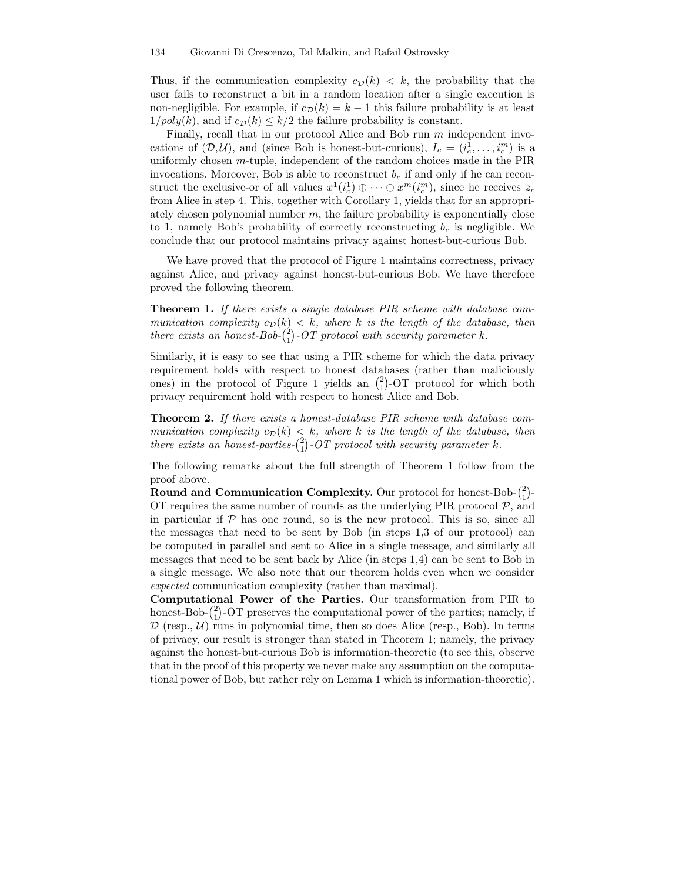Thus, if the communication complexity $c_{\mathcal{D}}(k) < k$, the probability that the user fails to reconstruct a bit in a random location after a single execution is non-negligible. For example, if $c_{\mathcal{D}}(k) = k - 1$ this failure probability is at least $1/poly(k)$, and if $c_{\mathcal{D}}(k) \leq k/2$ the failure probability is constant.

Finally, recall that in our protocol Alice and Bob run $m$ independent invocations of $(\mathcal{D},\mathcal{U})$, and (since Bob is honest-but-curious), $I_{\bar{c}} = (i_{\bar{c}}^1, \ldots, i_{\bar{c}}^m)$ is a uniformly chosen $m$-tuple, independent of the random choices made in the PIR invocations. Moreover, Bob is able to reconstruct $b_{\bar{c}}$ if and only if he can reconstruct the exclusive-or of all values $x^1(i_{\bar{c}}^1) \oplus \cdots \oplus x^m(i_{\bar{c}}^m)$, since he receives $z_{\bar{c}}$ from Alice in step 4. This, together with Corollary 1, yields that for an appropriately chosen polynomial number $m$, the failure probability is exponentially close to 1, namely Bob's probability of correctly reconstructing $b_{\bar{c}}$ is negligible. We conclude that our protocol maintains privacy against honest-but-curious Bob.

We have proved that the protocol of Figure 1 maintains correctness, privacy against Alice, and privacy against honest-but-curious Bob. We have therefore proved the following theorem.

**Theorem 1.** *If there exists a single database PIR scheme with database communication complexity $c_{\mathcal{D}}(k) < k$, where $k$ is the length of the database, then there exists an honest-Bob-$\binom{2}{1}$-OT protocol with security parameter $k$.*

Similarly, it is easy to see that using a PIR scheme for which the data privacy requirement holds with respect to honest databases (rather than maliciously ones) in the protocol of Figure 1 yields an $\binom{2}{1}$-OT protocol for which both privacy requirement hold with respect to honest Alice and Bob.

**Theorem 2.** *If there exists a honest-database PIR scheme with database communication complexity $c_{\mathcal{D}}(k) < k$, where $k$ is the length of the database, then there exists an honest-parties-$\binom{2}{1}$-OT protocol with security parameter $k$.*

The following remarks about the full strength of Theorem 1 follow from the proof above.

**Round and Communication Complexity.** Our protocol for honest-Bob-$\binom{2}{1}$-OT requires the same number of rounds as the underlying PIR protocol $\mathcal{P}$, and in particular if $\mathcal{P}$ has one round, so is the new protocol. This is so, since all the messages that need to be sent by Bob (in steps 1,3 of our protocol) can be computed in parallel and sent to Alice in a single message, and similarly all messages that need to be sent back by Alice (in steps 1,4) can be sent to Bob in a single message. We also note that our theorem holds even when we consider *expected* communication complexity (rather than maximal).

**Computational Power of the Parties.** Our transformation from PIR to honest-Bob-$\binom{2}{1}$-OT preserves the computational power of the parties; namely, if $\mathcal{D}$ (resp., $\mathcal{U}$) runs in polynomial time, then so does Alice (resp., Bob). In terms of privacy, our result is stronger than stated in Theorem 1; namely, the privacy against the honest-but-curious Bob is information-theoretic (to see this, observe that in the proof of this property we never make any assumption on the computational power of Bob, but rather rely on Lemma 1 which is information-theoretic).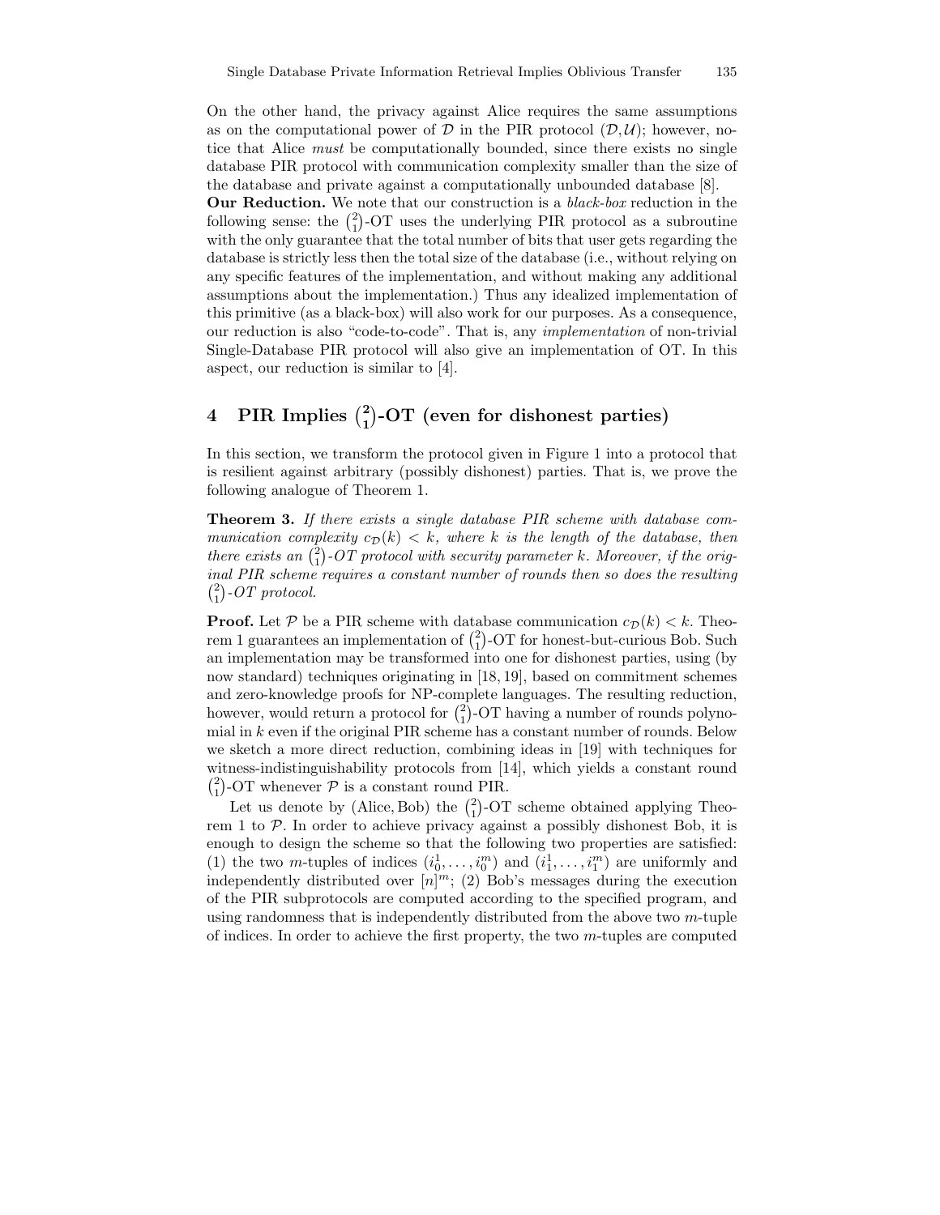On the other hand, the privacy against Alice requires the same assumptions as on the computational power of $\mathcal{D}$ in the PIR protocol ($\mathcal{D}$,$\mathcal{U}$); however, notice that Alice *must* be computationally bounded, since there exists no single database PIR protocol with communication complexity smaller than the size of the database and private against a computationally unbounded database [8].

**Our Reduction.** We note that our construction is a *black-box* reduction in the following sense: the $\binom{2}{1}$-OT uses the underlying PIR protocol as a subroutine with the only guarantee that the total number of bits that user gets regarding the database is strictly less then the total size of the database (i.e., without relying on any specific features of the implementation, and without making any additional assumptions about the implementation.) Thus any idealized implementation of this primitive (as a black-box) will also work for our purposes. As a consequence, our reduction is also "code-to-code". That is, any *implementation* of non-trivial Single-Database PIR protocol will also give an implementation of OT. In this aspect, our reduction is similar to [4].

## 4 PIR Implies $\binom{2}{1}$-OT (even for dishonest parties)

In this section, we transform the protocol given in Figure 1 into a protocol that is resilient against arbitrary (possibly dishonest) parties. That is, we prove the following analogue of Theorem 1.

**Theorem 3.** *If there exists a single database PIR scheme with database communication complexity $c_{\mathcal{D}}(k) < k$, where $k$ is the length of the database, then there exists an $\binom{2}{1}$-OT protocol with security parameter $k$. Moreover, if the original PIR scheme requires a constant number of rounds then so does the resulting $\binom{2}{1}$-OT protocol.*

**Proof.** Let $\mathcal{P}$ be a PIR scheme with database communication $c_{\mathcal{D}}(k) < k$. Theorem 1 guarantees an implementation of $\binom{2}{1}$-OT for honest-but-curious Bob. Such an implementation may be transformed into one for dishonest parties, using (by now standard) techniques originating in [18, 19], based on commitment schemes and zero-knowledge proofs for NP-complete languages. The resulting reduction, however, would return a protocol for $\binom{2}{1}$-OT having a number of rounds polynomial in $k$ even if the original PIR scheme has a constant number of rounds. Below we sketch a more direct reduction, combining ideas in [19] with techniques for witness-indistinguishability protocols from [14], which yields a constant round $\binom{2}{1}$-OT whenever $\mathcal{P}$ is a constant round PIR.

Let us denote by (Alice, Bob) the $\binom{2}{1}$-OT scheme obtained applying Theorem 1 to $\mathcal{P}$. In order to achieve privacy against a possibly dishonest Bob, it is enough to design the scheme so that the following two properties are satisfied: (1) the two $m$-tuples of indices $(i_0^1, \ldots, i_0^m)$ and $(i_1^1, \ldots, i_1^m)$ are uniformly and independently distributed over $[n]^m$; (2) Bob's messages during the execution of the PIR subprotocols are computed according to the specified program, and using randomness that is independently distributed from the above two $m$-tuple of indices. In order to achieve the first property, the two $m$-tuples are computed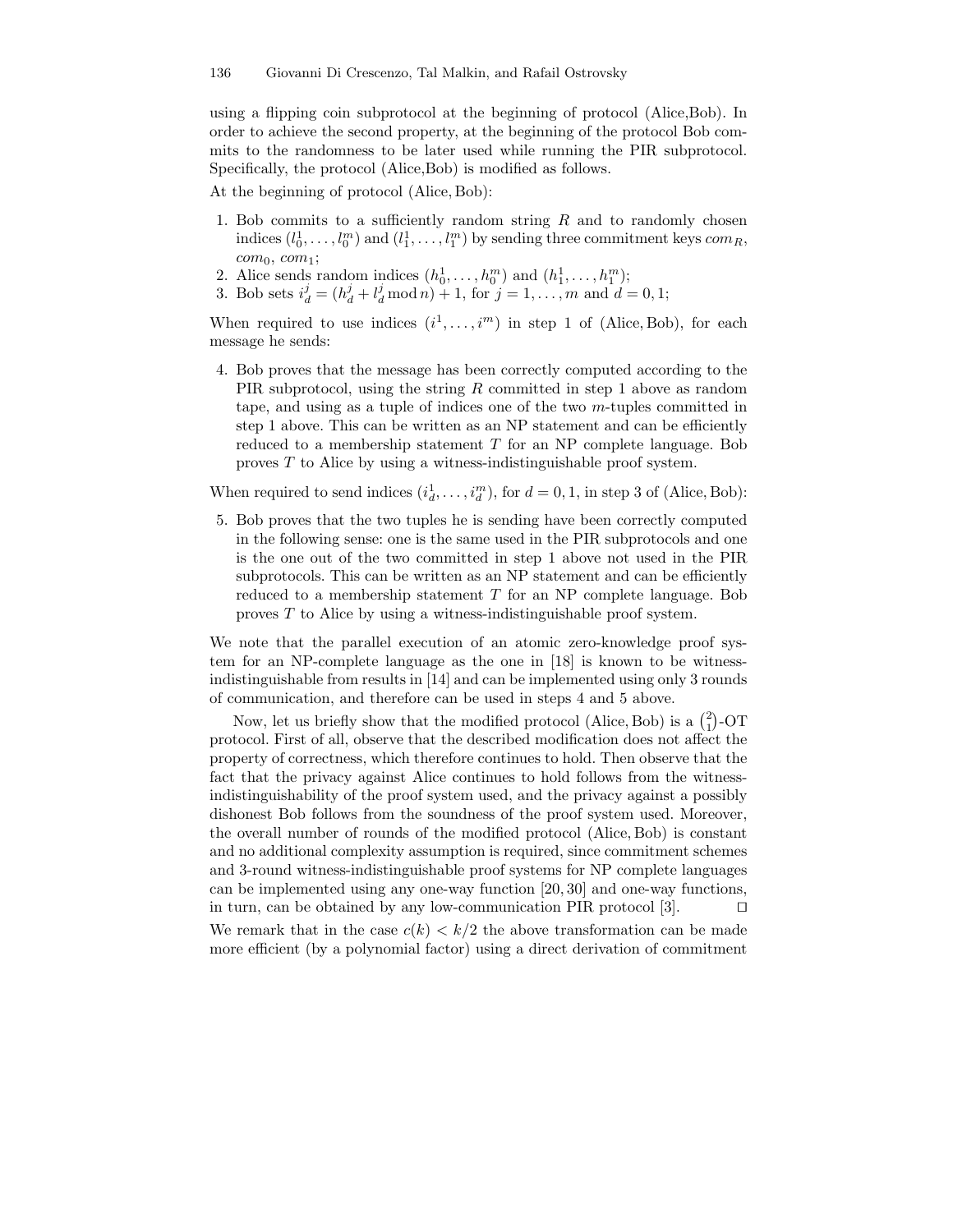using a flipping coin subprotocol at the beginning of protocol (Alice,Bob). In order to achieve the second property, at the beginning of the protocol Bob commits to the randomness to be later used while running the PIR subprotocol. Specifically, the protocol (Alice,Bob) is modified as follows.

At the beginning of protocol (Alice, Bob):

1. Bob commits to a sufficiently random string $R$ and to randomly chosen indices $(l_0^1, \ldots, l_0^m)$ and $(l_1^1, \ldots, l_1^m)$ by sending three commitment keys $com_R$, $com_0$, $com_1$;
2. Alice sends random indices $(h_0^1, \ldots, h_0^m)$ and $(h_1^1, \ldots, h_1^m)$;
3. Bob sets $i_d^j = (h_d^j + l_d^j \bmod n) + 1$, for $j = 1, \ldots, m$ and $d = 0, 1$;

When required to use indices $(i^1, \ldots, i^m)$ in step 1 of (Alice, Bob), for each message he sends:

4. Bob proves that the message has been correctly computed according to the PIR subprotocol, using the string $R$ committed in step 1 above as random tape, and using as a tuple of indices one of the two $m$-tuples committed in step 1 above. This can be written as an NP statement and can be efficiently reduced to a membership statement $T$ for an NP complete language. Bob proves $T$ to Alice by using a witness-indistinguishable proof system.

When required to send indices $(i_d^1, \ldots, i_d^m)$, for $d = 0, 1$, in step 3 of (Alice, Bob):

5. Bob proves that the two tuples he is sending have been correctly computed in the following sense: one is the same used in the PIR subprotocols and one is the one out of the two committed in step 1 above not used in the PIR subprotocols. This can be written as an NP statement and can be efficiently reduced to a membership statement $T$ for an NP complete language. Bob proves $T$ to Alice by using a witness-indistinguishable proof system.

We note that the parallel execution of an atomic zero-knowledge proof system for an NP-complete language as the one in [18] is known to be witness-indistinguishable from results in [14] and can be implemented using only 3 rounds of communication, and therefore can be used in steps 4 and 5 above.

Now, let us briefly show that the modified protocol (Alice, Bob) is a $\binom{2}{1}$-OT protocol. First of all, observe that the described modification does not affect the property of correctness, which therefore continues to hold. Then observe that the fact that the privacy against Alice continues to hold follows from the witness-indistinguishability of the proof system used, and the privacy against a possibly dishonest Bob follows from the soundness of the proof system used. Moreover, the overall number of rounds of the modified protocol (Alice, Bob) is constant and no additional complexity assumption is required, since commitment schemes and 3-round witness-indistinguishable proof systems for NP complete languages can be implemented using any one-way function [20, 30] and one-way functions, in turn, can be obtained by any low-communication PIR protocol [3]. □

We remark that in the case $c(k) < k/2$ the above transformation can be made more efficient (by a polynomial factor) using a direct derivation of commitment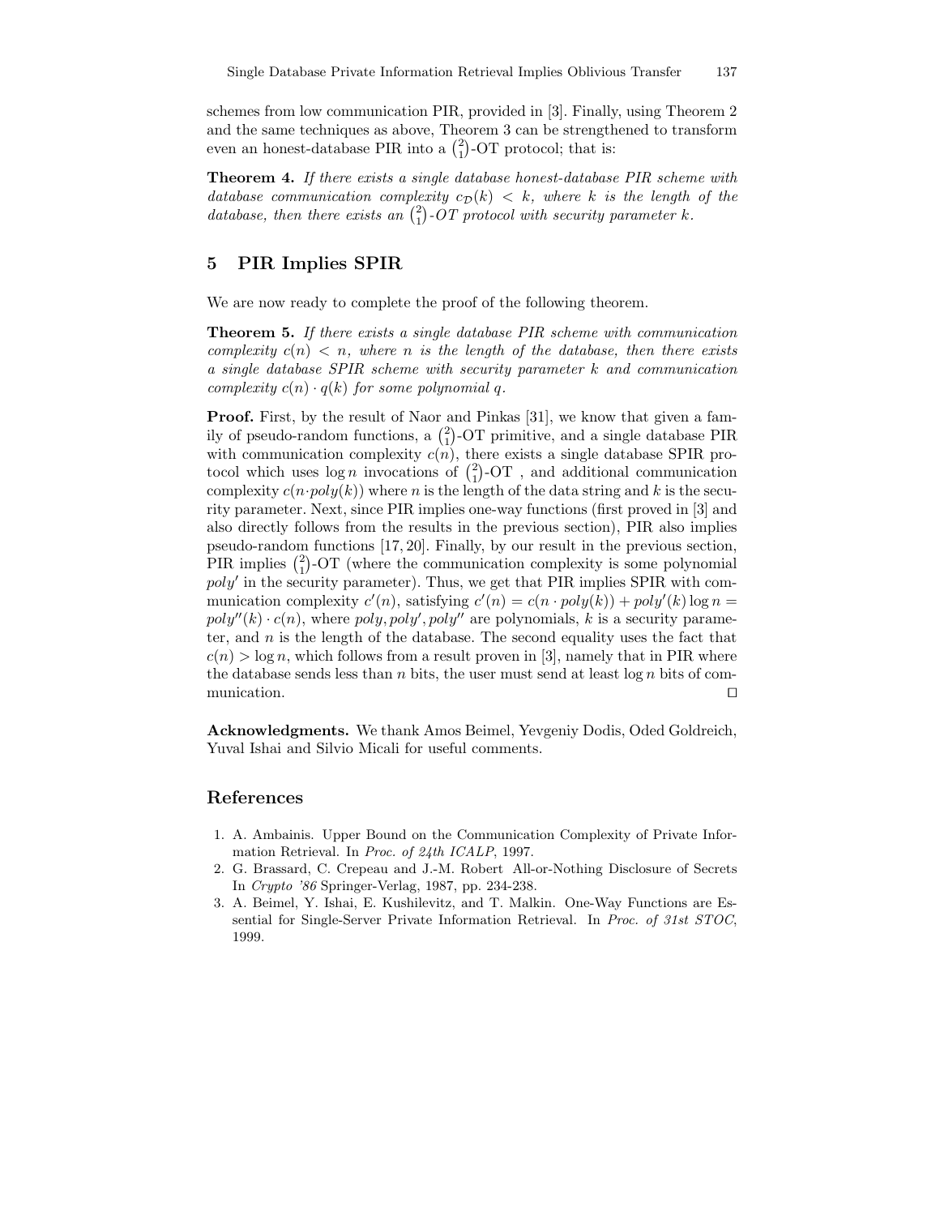schemes from low communication PIR, provided in [3]. Finally, using Theorem 2 and the same techniques as above, Theorem 3 can be strengthened to transform even an honest-database PIR into a $\binom{2}{1}$-OT protocol; that is:

**Theorem 4.** *If there exists a single database honest-database PIR scheme with database communication complexity $c_{\mathcal{D}}(k) < k$, where $k$ is the length of the database, then there exists an $\binom{2}{1}$-OT protocol with security parameter $k$.*

## 5 PIR Implies SPIR

We are now ready to complete the proof of the following theorem.

**Theorem 5.** *If there exists a single database PIR scheme with communication complexity $c(n) < n$, where $n$ is the length of the database, then there exists a single database SPIR scheme with security parameter $k$ and communication complexity $c(n) \cdot q(k)$ for some polynomial $q$.*

**Proof.** First, by the result of Naor and Pinkas [31], we know that given a family of pseudo-random functions, a $\binom{2}{1}$-OT primitive, and a single database PIR with communication complexity $c(n)$, there exists a single database SPIR protocol which uses $\log n$ invocations of $\binom{2}{1}$-OT , and additional communication complexity $c(n \cdot poly(k))$ where $n$ is the length of the data string and $k$ is the security parameter. Next, since PIR implies one-way functions (first proved in [3] and also directly follows from the results in the previous section), PIR also implies pseudo-random functions [17, 20]. Finally, by our result in the previous section, PIR implies $\binom{2}{1}$-OT (where the communication complexity is some polynomial $poly'$ in the security parameter). Thus, we get that PIR implies SPIR with communication complexity $c'(n)$, satisfying $c'(n) = c(n \cdot poly(k)) + poly'(k) \log n = poly''(k) \cdot c(n)$, where $poly, poly', poly''$ are polynomials, $k$ is a security parameter, and $n$ is the length of the database. The second equality uses the fact that $c(n) > \log n$, which follows from a result proven in [3], namely that in PIR where the database sends less than $n$ bits, the user must send at least $\log n$ bits of communication. ◻

**Acknowledgments.** We thank Amos Beimel, Yevgeniy Dodis, Oded Goldreich, Yuval Ishai and Silvio Micali for useful comments.

## References

1. A. Ambainis. Upper Bound on the Communication Complexity of Private Information Retrieval. In *Proc. of 24th ICALP*, 1997.
2. G. Brassard, C. Crepeau and J.-M. Robert All-or-Nothing Disclosure of Secrets In *Crypto '86* Springer-Verlag, 1987, pp. 234-238.
3. A. Beimel, Y. Ishai, E. Kushilevitz, and T. Malkin. One-Way Functions are Essential for Single-Server Private Information Retrieval. In *Proc. of 31st STOC*, 1999.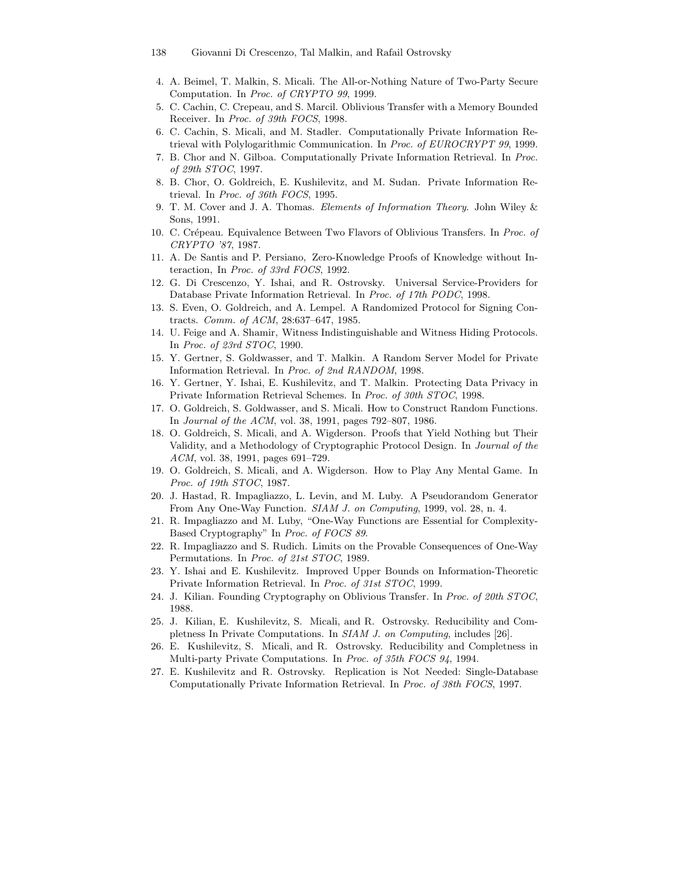4. A. Beimel, T. Malkin, S. Micali. The All-or-Nothing Nature of Two-Party Secure Computation. In *Proc. of CRYPTO 99*, 1999.
5. C. Cachin, C. Crepeau, and S. Marcil. Oblivious Transfer with a Memory Bounded Receiver. In *Proc. of 39th FOCS*, 1998.
6. C. Cachin, S. Micali, and M. Stadler. Computationally Private Information Retrieval with Polylogarithmic Communication. In *Proc. of EUROCRYPT 99*, 1999.
7. B. Chor and N. Gilboa. Computationally Private Information Retrieval. In *Proc. of 29th STOC*, 1997.
8. B. Chor, O. Goldreich, E. Kushilevitz, and M. Sudan. Private Information Retrieval. In *Proc. of 36th FOCS*, 1995.
9. T. M. Cover and J. A. Thomas. *Elements of Information Theory*. John Wiley & Sons, 1991.
10. C. Crépeau. Equivalence Between Two Flavors of Oblivious Transfers. In *Proc. of CRYPTO '87*, 1987.
11. A. De Santis and P. Persiano, Zero-Knowledge Proofs of Knowledge without Interaction, In *Proc. of 33rd FOCS*, 1992.
12. G. Di Crescenzo, Y. Ishai, and R. Ostrovsky. Universal Service-Providers for Database Private Information Retrieval. In *Proc. of 17th PODC*, 1998.
13. S. Even, O. Goldreich, and A. Lempel. A Randomized Protocol for Signing Contracts. *Comm. of ACM*, 28:637–647, 1985.
14. U. Feige and A. Shamir, Witness Indistinguishable and Witness Hiding Protocols. In *Proc. of 23rd STOC*, 1990.
15. Y. Gertner, S. Goldwasser, and T. Malkin. A Random Server Model for Private Information Retrieval. In *Proc. of 2nd RANDOM*, 1998.
16. Y. Gertner, Y. Ishai, E. Kushilevitz, and T. Malkin. Protecting Data Privacy in Private Information Retrieval Schemes. In *Proc. of 30th STOC*, 1998.
17. O. Goldreich, S. Goldwasser, and S. Micali. How to Construct Random Functions. In *Journal of the ACM*, vol. 38, 1991, pages 792–807, 1986.
18. O. Goldreich, S. Micali, and A. Wigderson. Proofs that Yield Nothing but Their Validity, and a Methodology of Cryptographic Protocol Design. In *Journal of the ACM*, vol. 38, 1991, pages 691–729.
19. O. Goldreich, S. Micali, and A. Wigderson. How to Play Any Mental Game. In *Proc. of 19th STOC*, 1987.
20. J. Hastad, R. Impagliazzo, L. Levin, and M. Luby. A Pseudorandom Generator From Any One-Way Function. *SIAM J. on Computing*, 1999, vol. 28, n. 4.
21. R. Impagliazzo and M. Luby, "One-Way Functions are Essential for Complexity-Based Cryptography" In *Proc. of FOCS 89*.
22. R. Impagliazzo and S. Rudich. Limits on the Provable Consequences of One-Way Permutations. In *Proc. of 21st STOC*, 1989.
23. Y. Ishai and E. Kushilevitz. Improved Upper Bounds on Information-Theoretic Private Information Retrieval. In *Proc. of 31st STOC*, 1999.
24. J. Kilian. Founding Cryptography on Oblivious Transfer. In *Proc. of 20th STOC*, 1988.
25. J. Kilian, E. Kushilevitz, S. Micali, and R. Ostrovsky. Reducibility and Completness In Private Computations. In *SIAM J. on Computing*, includes [26].
26. E. Kushilevitz, S. Micali, and R. Ostrovsky. Reducibility and Completness in Multi-party Private Computations. In *Proc. of 35th FOCS 94*, 1994.
27. E. Kushilevitz and R. Ostrovsky. Replication is Not Needed: Single-Database Computationally Private Information Retrieval. In *Proc. of 38th FOCS*, 1997.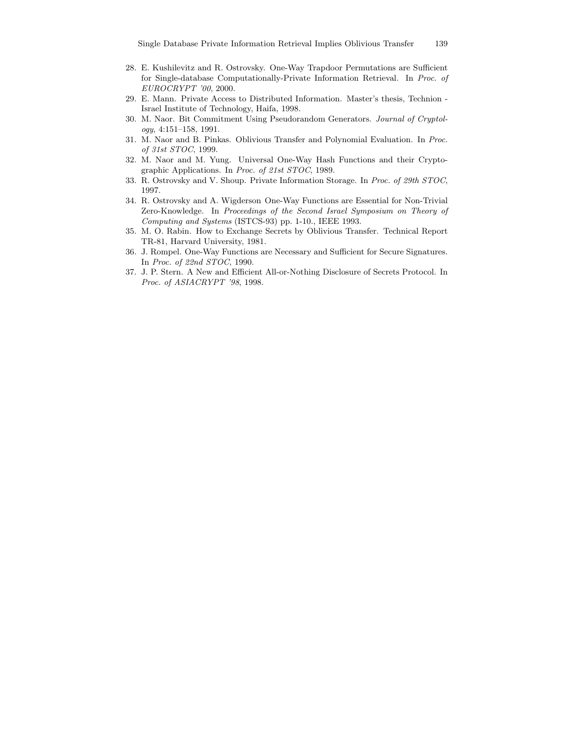28. E. Kushilevitz and R. Ostrovsky. One-Way Trapdoor Permutations are Sufficient for Single-database Computationally-Private Information Retrieval. In *Proc. of EUROCRYPT '00*, 2000.
29. E. Mann. Private Access to Distributed Information. Master's thesis, Technion - Israel Institute of Technology, Haifa, 1998.
30. M. Naor. Bit Commitment Using Pseudorandom Generators. *Journal of Cryptology*, 4:151–158, 1991.
31. M. Naor and B. Pinkas. Oblivious Transfer and Polynomial Evaluation. In *Proc. of 31st STOC*, 1999.
32. M. Naor and M. Yung. Universal One-Way Hash Functions and their Cryptographic Applications. In *Proc. of 21st STOC*, 1989.
33. R. Ostrovsky and V. Shoup. Private Information Storage. In *Proc. of 29th STOC*, 1997.
34. R. Ostrovsky and A. Wigderson One-Way Functions are Essential for Non-Trivial Zero-Knowledge. In *Proceedings of the Second Israel Symposium on Theory of Computing and Systems* (ISTCS-93) pp. 1-10., IEEE 1993.
35. M. O. Rabin. How to Exchange Secrets by Oblivious Transfer. Technical Report TR-81, Harvard University, 1981.
36. J. Rompel. One-Way Functions are Necessary and Sufficient for Secure Signatures. In *Proc. of 22nd STOC*, 1990.
37. J. P. Stern. A New and Efficient All-or-Nothing Disclosure of Secrets Protocol. In *Proc. of ASIACRYPT '98*, 1998.